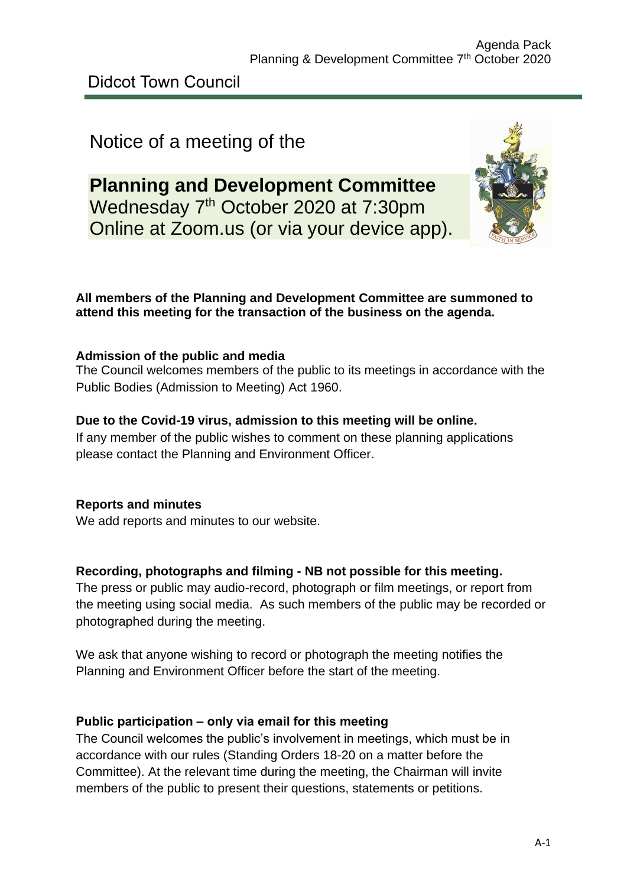Didcot Town Council

Notice of a meeting of the

# Planning and Development Committee

Wednesday 7th October 2020 at 7:30pm
Online at Zoom.us (or via your device app).

**All members of the Planning and Development Committee are summoned to attend this meeting for the transaction of the business on the agenda.**

**Admission of the public and media**

The Council welcomes members of the public to its meetings in accordance with the Public Bodies (Admission to Meeting) Act 1960.

**Due to the Covid-19 virus, admission to this meeting will be online.**

If any member of the public wishes to comment on these planning applications please contact the Planning and Environment Officer.

**Reports and minutes**

We add reports and minutes to our website.

**Recording, photographs and filming - NB not possible for this meeting.**

The press or public may audio-record, photograph or film meetings, or report from the meeting using social media. As such members of the public may be recorded or photographed during the meeting.

We ask that anyone wishing to record or photograph the meeting notifies the Planning and Environment Officer before the start of the meeting.

**Public participation – only via email for this meeting**

The Council welcomes the public's involvement in meetings, which must be in accordance with our rules (Standing Orders 18-20 on a matter before the Committee). At the relevant time during the meeting, the Chairman will invite members of the public to present their questions, statements or petitions.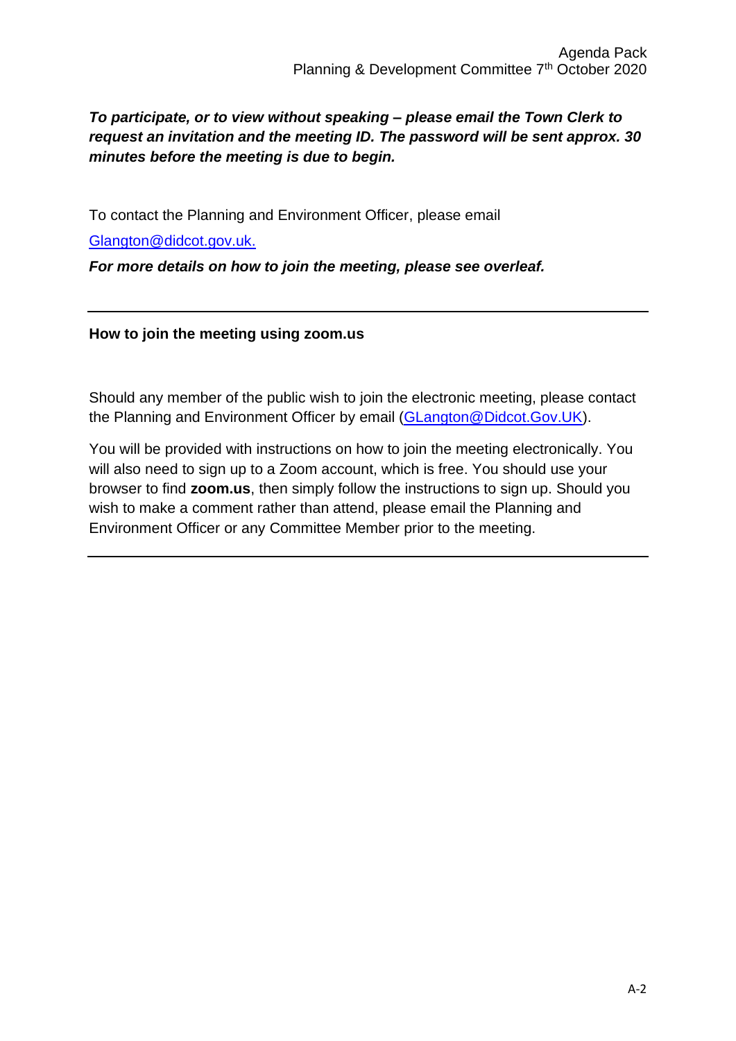***To participate, or to view without speaking – please email the Town Clerk to request an invitation and the meeting ID. The password will be sent approx. 30 minutes before the meeting is due to begin.***

To contact the Planning and Environment Officer, please email

Glangton@didcot.gov.uk.

***For more details on how to join the meeting, please see overleaf.***

---

**How to join the meeting using zoom.us**

Should any member of the public wish to join the electronic meeting, please contact the Planning and Environment Officer by email (GLangton@Didcot.Gov.UK).

You will be provided with instructions on how to join the meeting electronically. You will also need to sign up to a Zoom account, which is free. You should use your browser to find **zoom.us**, then simply follow the instructions to sign up. Should you wish to make a comment rather than attend, please email the Planning and Environment Officer or any Committee Member prior to the meeting.

---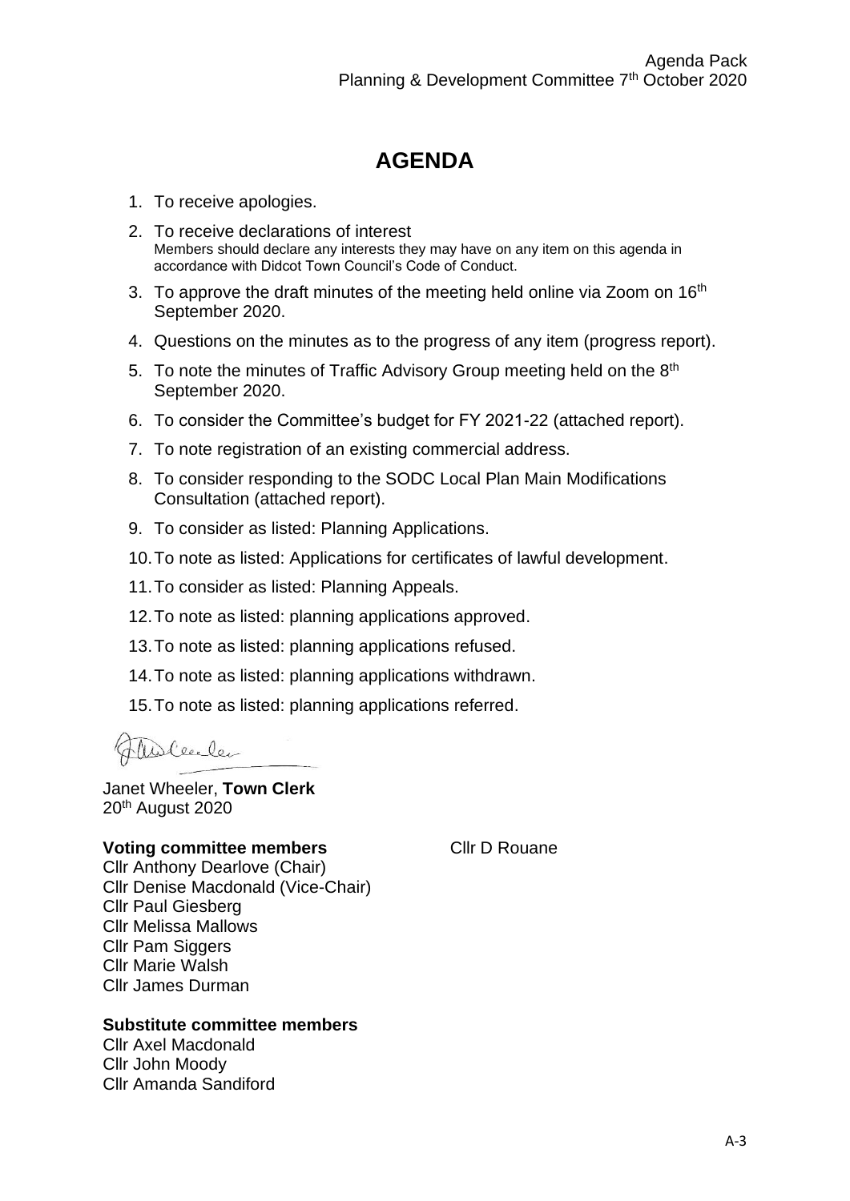# AGENDA

1. To receive apologies.
2. To receive declarations of interest
   Members should declare any interests they may have on any item on this agenda in accordance with Didcot Town Council's Code of Conduct.
3. To approve the draft minutes of the meeting held online via Zoom on 16th September 2020.
4. Questions on the minutes as to the progress of any item (progress report).
5. To note the minutes of Traffic Advisory Group meeting held on the 8th September 2020.
6. To consider the Committee's budget for FY 2021-22 (attached report).
7. To note registration of an existing commercial address.
8. To consider responding to the SODC Local Plan Main Modifications Consultation (attached report).
9. To consider as listed: Planning Applications.
10. To note as listed: Applications for certificates of lawful development.
11. To consider as listed: Planning Appeals.
12. To note as listed: planning applications approved.
13. To note as listed: planning applications refused.
14. To note as listed: planning applications withdrawn.
15. To note as listed: planning applications referred.

Janet Wheeler, **Town Clerk**
20th August 2020

**Voting committee members**
Cllr Anthony Dearlove (Chair)
Cllr Denise Macdonald (Vice-Chair)
Cllr Paul Giesberg
Cllr Melissa Mallows
Cllr Pam Siggers
Cllr Marie Walsh
Cllr James Durman
Cllr D Rouane

**Substitute committee members**
Cllr Axel Macdonald
Cllr John Moody
Cllr Amanda Sandiford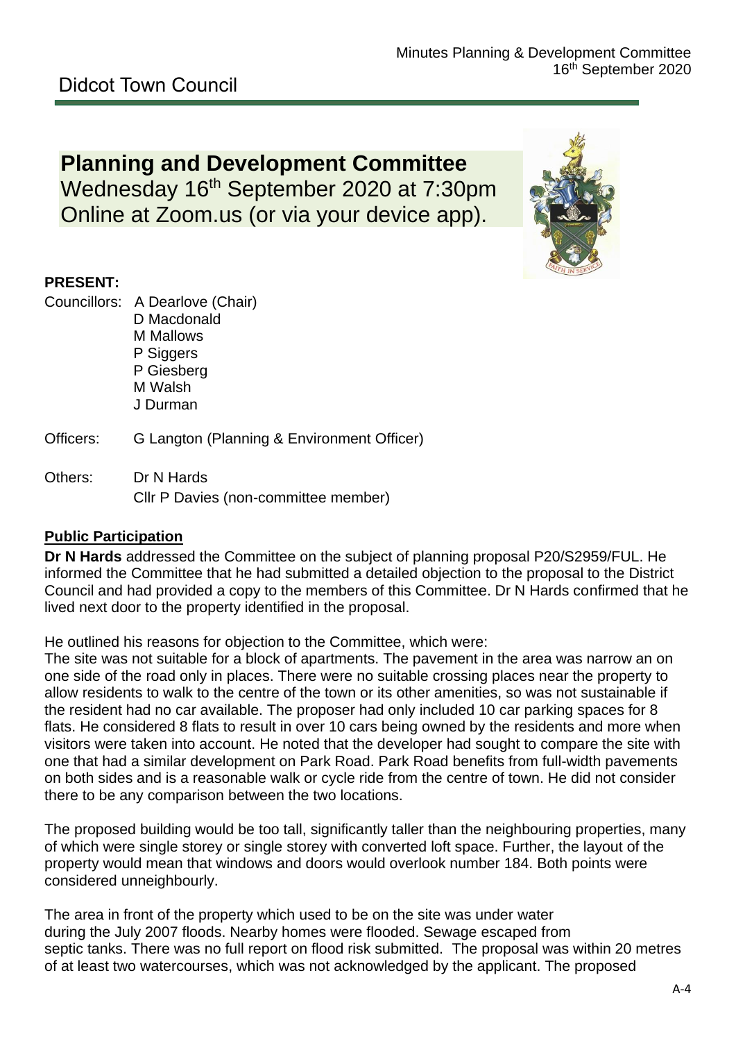Didcot Town Council

# Planning and Development Committee

Wednesday 16th September 2020 at 7:30pm
Online at Zoom.us (or via your device app).

**PRESENT:**

Councillors: A Dearlove (Chair)
D Macdonald
M Mallows
P Siggers
P Giesberg
M Walsh
J Durman

Officers: G Langton (Planning & Environment Officer)

Others: Dr N Hards
Cllr P Davies (non-committee member)

## Public Participation

**Dr N Hards** addressed the Committee on the subject of planning proposal P20/S2959/FUL. He informed the Committee that he had submitted a detailed objection to the proposal to the District Council and had provided a copy to the members of this Committee. Dr N Hards confirmed that he lived next door to the property identified in the proposal.

He outlined his reasons for objection to the Committee, which were:
The site was not suitable for a block of apartments. The pavement in the area was narrow an on one side of the road only in places. There were no suitable crossing places near the property to allow residents to walk to the centre of the town or its other amenities, so was not sustainable if the resident had no car available. The proposer had only included 10 car parking spaces for 8 flats. He considered 8 flats to result in over 10 cars being owned by the residents and more when visitors were taken into account. He noted that the developer had sought to compare the site with one that had a similar development on Park Road. Park Road benefits from full-width pavements on both sides and is a reasonable walk or cycle ride from the centre of town. He did not consider there to be any comparison between the two locations.

The proposed building would be too tall, significantly taller than the neighbouring properties, many of which were single storey or single storey with converted loft space. Further, the layout of the property would mean that windows and doors would overlook number 184. Both points were considered unneighbourly.

The area in front of the property which used to be on the site was under water during the July 2007 floods. Nearby homes were flooded. Sewage escaped from septic tanks. There was no full report on flood risk submitted. The proposal was within 20 metres of at least two watercourses, which was not acknowledged by the applicant. The proposed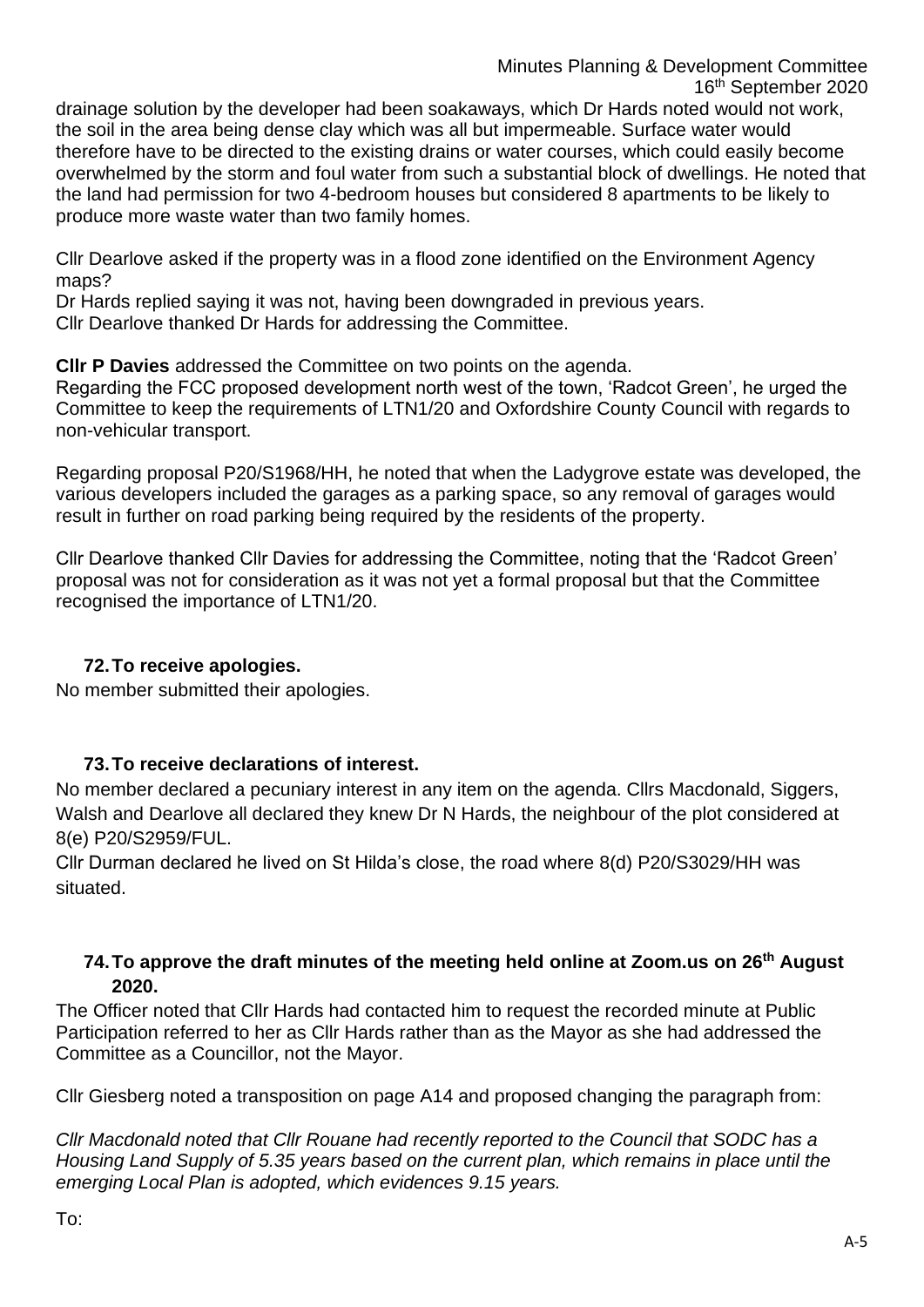drainage solution by the developer had been soakaways, which Dr Hards noted would not work, the soil in the area being dense clay which was all but impermeable. Surface water would therefore have to be directed to the existing drains or water courses, which could easily become overwhelmed by the storm and foul water from such a substantial block of dwellings. He noted that the land had permission for two 4-bedroom houses but considered 8 apartments to be likely to produce more waste water than two family homes.

Cllr Dearlove asked if the property was in a flood zone identified on the Environment Agency maps?
Dr Hards replied saying it was not, having been downgraded in previous years.
Cllr Dearlove thanked Dr Hards for addressing the Committee.

**Cllr P Davies** addressed the Committee on two points on the agenda.
Regarding the FCC proposed development north west of the town, 'Radcot Green', he urged the Committee to keep the requirements of LTN1/20 and Oxfordshire County Council with regards to non-vehicular transport.

Regarding proposal P20/S1968/HH, he noted that when the Ladygrove estate was developed, the various developers included the garages as a parking space, so any removal of garages would result in further on road parking being required by the residents of the property.

Cllr Dearlove thanked Cllr Davies for addressing the Committee, noting that the 'Radcot Green' proposal was not for consideration as it was not yet a formal proposal but that the Committee recognised the importance of LTN1/20.

### 72. To receive apologies.

No member submitted their apologies.

### 73. To receive declarations of interest.

No member declared a pecuniary interest in any item on the agenda. Cllrs Macdonald, Siggers, Walsh and Dearlove all declared they knew Dr N Hards, the neighbour of the plot considered at 8(e) P20/S2959/FUL.
Cllr Durman declared he lived on St Hilda's close, the road where 8(d) P20/S3029/HH was situated.

### 74. To approve the draft minutes of the meeting held online at Zoom.us on 26th August 2020.

The Officer noted that Cllr Hards had contacted him to request the recorded minute at Public Participation referred to her as Cllr Hards rather than as the Mayor as she had addressed the Committee as a Councillor, not the Mayor.

Cllr Giesberg noted a transposition on page A14 and proposed changing the paragraph from:

*Cllr Macdonald noted that Cllr Rouane had recently reported to the Council that SODC has a Housing Land Supply of 5.35 years based on the current plan, which remains in place until the emerging Local Plan is adopted, which evidences 9.15 years.*

To: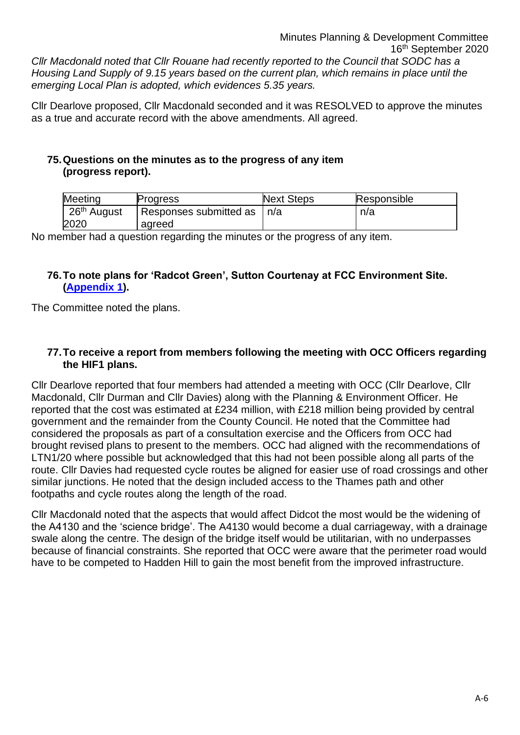*Cllr Macdonald noted that Cllr Rouane had recently reported to the Council that SODC has a Housing Land Supply of 9.15 years based on the current plan, which remains in place until the emerging Local Plan is adopted, which evidences 5.35 years.*

Cllr Dearlove proposed, Cllr Macdonald seconded and it was RESOLVED to approve the minutes as a true and accurate record with the above amendments. All agreed.

## 75. Questions on the minutes as to the progress of any item (progress report).

| Meeting | Progress | Next Steps | Responsible |
|---|---|---|---|
| 26th August 2020 | Responses submitted as agreed | n/a | n/a |

No member had a question regarding the minutes or the progress of any item.

## 76. To note plans for 'Radcot Green', Sutton Courtenay at FCC Environment Site. (Appendix 1).

The Committee noted the plans.

## 77. To receive a report from members following the meeting with OCC Officers regarding the HIF1 plans.

Cllr Dearlove reported that four members had attended a meeting with OCC (Cllr Dearlove, Cllr Macdonald, Cllr Durman and Cllr Davies) along with the Planning & Environment Officer. He reported that the cost was estimated at £234 million, with £218 million being provided by central government and the remainder from the County Council. He noted that the Committee had considered the proposals as part of a consultation exercise and the Officers from OCC had brought revised plans to present to the members. OCC had aligned with the recommendations of LTN1/20 where possible but acknowledged that this had not been possible along all parts of the route. Cllr Davies had requested cycle routes be aligned for easier use of road crossings and other similar junctions. He noted that the design included access to the Thames path and other footpaths and cycle routes along the length of the road.

Cllr Macdonald noted that the aspects that would affect Didcot the most would be the widening of the A4130 and the 'science bridge'. The A4130 would become a dual carriageway, with a drainage swale along the centre. The design of the bridge itself would be utilitarian, with no underpasses because of financial constraints. She reported that OCC were aware that the perimeter road would have to be competed to Hadden Hill to gain the most benefit from the improved infrastructure.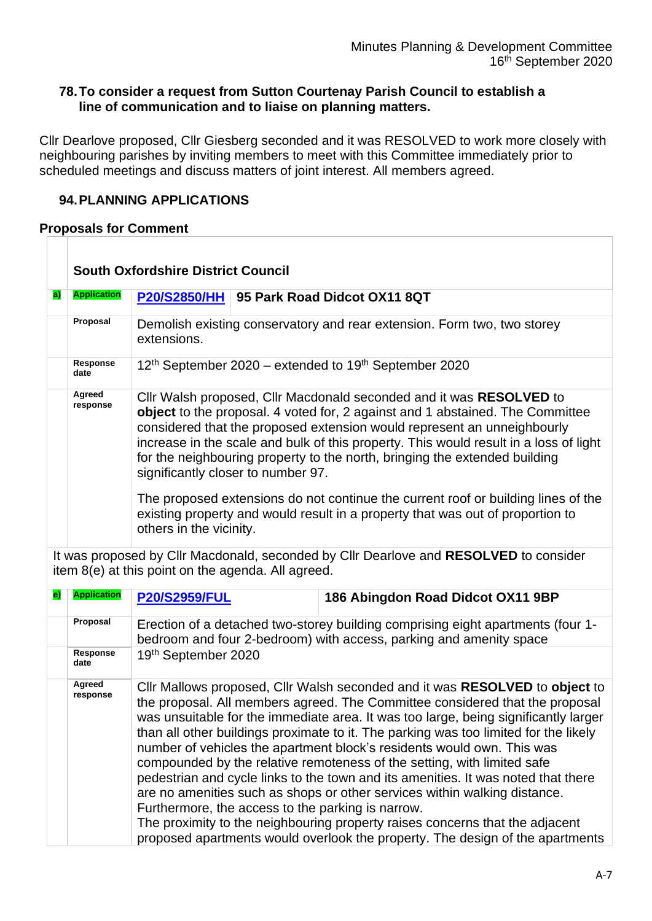### 78. To consider a request from Sutton Courtenay Parish Council to establish a line of communication and to liaise on planning matters.

Cllr Dearlove proposed, Cllr Giesberg seconded and it was RESOLVED to work more closely with neighbouring parishes by inviting members to meet with this Committee immediately prior to scheduled meetings and discuss matters of joint interest. All members agreed.

### 94. PLANNING APPLICATIONS

**Proposals for Comment**

| | | | |
|---|---|---|---|
| | **South Oxfordshire District Council** | | |
| a) | **Application** | **P20/S2850/HH** | **95 Park Road Didcot OX11 8QT** |
| | **Proposal** | Demolish existing conservatory and rear extension. Form two, two storey extensions. | |
| | **Response date** | 12th September 2020 – extended to 19th September 2020 | |
| | **Agreed response** | Cllr Walsh proposed, Cllr Macdonald seconded and it was **RESOLVED** to **object** to the proposal. 4 voted for, 2 against and 1 abstained. The Committee considered that the proposed extension would represent an unneighbourly increase in the scale and bulk of this property. This would result in a loss of light for the neighbouring property to the north, bringing the extended building significantly closer to number 97.<br><br>The proposed extensions do not continue the current roof or building lines of the existing property and would result in a property that was out of proportion to others in the vicinity. | |

It was proposed by Cllr Macdonald, seconded by Cllr Dearlove and **RESOLVED** to consider item 8(e) at this point on the agenda. All agreed.

| | | | |
|---|---|---|---|
| e) | **Application** | **P20/S2959/FUL** | **186 Abingdon Road Didcot OX11 9BP** |
| | **Proposal** | Erection of a detached two-storey building comprising eight apartments (four 1-bedroom and four 2-bedroom) with access, parking and amenity space | |
| | **Response date** | 19th September 2020 | |
| | **Agreed response** | Cllr Mallows proposed, Cllr Walsh seconded and it was **RESOLVED** to **object** to the proposal. All members agreed. The Committee considered that the proposal was unsuitable for the immediate area. It was too large, being significantly larger than all other buildings proximate to it. The parking was too limited for the likely number of vehicles the apartment block's residents would own. This was compounded by the relative remoteness of the setting, with limited safe pedestrian and cycle links to the town and its amenities. It was noted that there are no amenities such as shops or other services within walking distance. Furthermore, the access to the parking is narrow.<br>The proximity to the neighbouring property raises concerns that the adjacent proposed apartments would overlook the property. The design of the apartments | |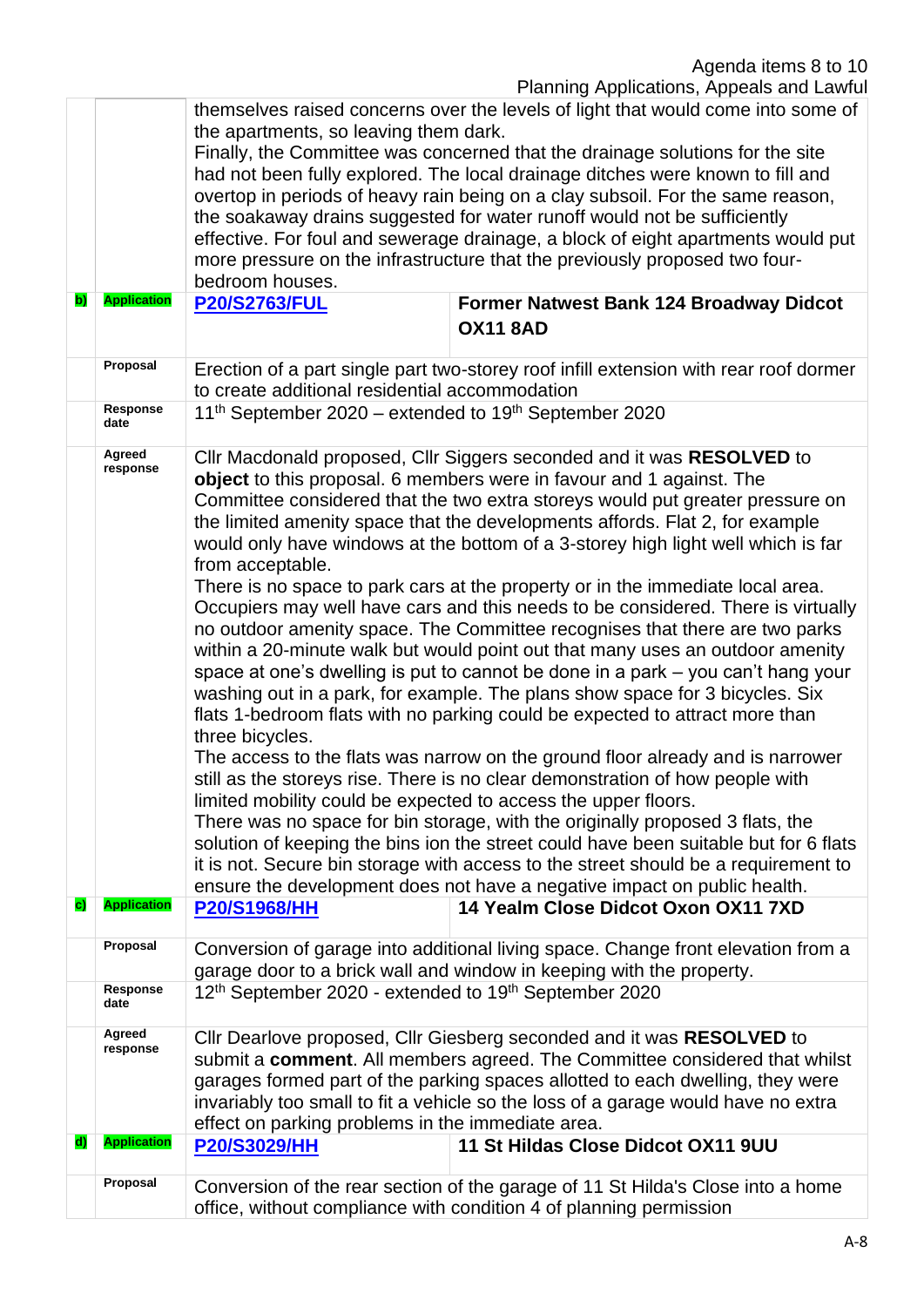| | | | |
|---|---|---|---|
| | | themselves raised concerns over the levels of light that would come into some of the apartments, so leaving them dark.<br>Finally, the Committee was concerned that the drainage solutions for the site had not been fully explored. The local drainage ditches were known to fill and overtop in periods of heavy rain being on a clay subsoil. For the same reason, the soakaway drains suggested for water runoff would not be sufficiently effective. For foul and sewerage drainage, a block of eight apartments would put more pressure on the infrastructure that the previously proposed two four-bedroom houses. | |
| **b)** | **Application** | **P20/S2763/FUL** | **Former Natwest Bank 124 Broadway Didcot OX11 8AD** |
| | **Proposal** | Erection of a part single part two-storey roof infill extension with rear roof dormer to create additional residential accommodation | |
| | **Response date** | 11th September 2020 – extended to 19th September 2020 | |
| | **Agreed response** | Cllr Macdonald proposed, Cllr Siggers seconded and it was **RESOLVED** to **object** to this proposal. 6 members were in favour and 1 against. The Committee considered that the two extra storeys would put greater pressure on the limited amenity space that the developments affords. Flat 2, for example would only have windows at the bottom of a 3-storey high light well which is far from acceptable.<br>There is no space to park cars at the property or in the immediate local area. Occupiers may well have cars and this needs to be considered. There is virtually no outdoor amenity space. The Committee recognises that there are two parks within a 20-minute walk but would point out that many uses an outdoor amenity space at one's dwelling is put to cannot be done in a park – you can't hang your washing out in a park, for example. The plans show space for 3 bicycles. Six flats 1-bedroom flats with no parking could be expected to attract more than three bicycles.<br>The access to the flats was narrow on the ground floor already and is narrower still as the storeys rise. There is no clear demonstration of how people with limited mobility could be expected to access the upper floors.<br>There was no space for bin storage, with the originally proposed 3 flats, the solution of keeping the bins ion the street could have been suitable but for 6 flats it is not. Secure bin storage with access to the street should be a requirement to ensure the development does not have a negative impact on public health. | |
| **c)** | **Application** | **P20/S1968/HH** | **14 Yealm Close Didcot Oxon OX11 7XD** |
| | **Proposal** | Conversion of garage into additional living space. Change front elevation from a garage door to a brick wall and window in keeping with the property. | |
| | **Response date** | 12th September 2020 - extended to 19th September 2020 | |
| | **Agreed response** | Cllr Dearlove proposed, Cllr Giesberg seconded and it was **RESOLVED** to submit a **comment**. All members agreed. The Committee considered that whilst garages formed part of the parking spaces allotted to each dwelling, they were invariably too small to fit a vehicle so the loss of a garage would have no extra effect on parking problems in the immediate area. | |
| **d)** | **Application** | **P20/S3029/HH** | **11 St Hildas Close Didcot OX11 9UU** |
| | **Proposal** | Conversion of the rear section of the garage of 11 St Hilda's Close into a home office, without compliance with condition 4 of planning permission | |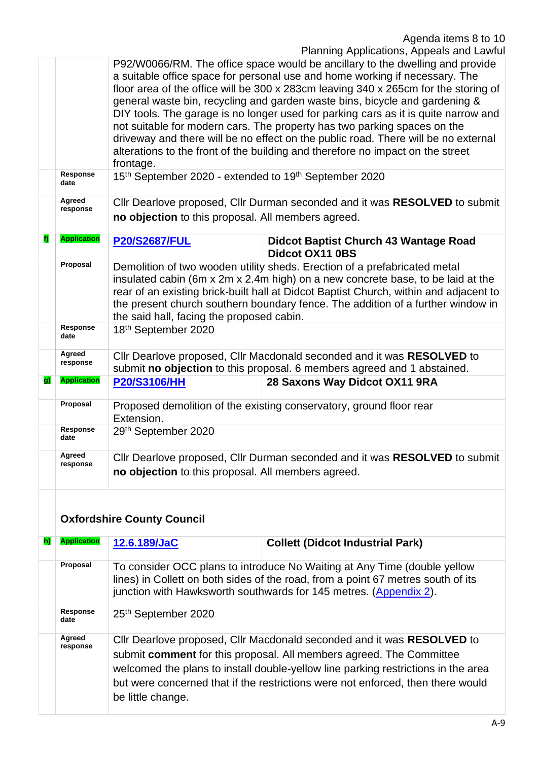| | | | |
|---|---|---|---|
| | | P92/W0066/RM. The office space would be ancillary to the dwelling and provide a suitable office space for personal use and home working if necessary. The floor area of the office will be 300 x 283cm leaving 340 x 265cm for the storing of general waste bin, recycling and garden waste bins, bicycle and gardening & DIY tools. The garage is no longer used for parking cars as it is quite narrow and not suitable for modern cars. The property has two parking spaces on the driveway and there will be no effect on the public road. There will be no external alterations to the front of the building and therefore no impact on the street frontage. | |
| | **Response date** | 15th September 2020 - extended to 19th September 2020 | |
| | **Agreed response** | Cllr Dearlove proposed, Cllr Durman seconded and it was **RESOLVED** to submit **no objection** to this proposal. All members agreed. | |
| **f)** | **Application** | **P20/S2687/FUL** | **Didcot Baptist Church 43 Wantage Road Didcot OX11 0BS** |
| | **Proposal** | Demolition of two wooden utility sheds. Erection of a prefabricated metal insulated cabin (6m x 2m x 2.4m high) on a new concrete base, to be laid at the rear of an existing brick-built hall at Didcot Baptist Church, within and adjacent to the present church southern boundary fence. The addition of a further window in the said hall, facing the proposed cabin. | |
| | **Response date** | 18th September 2020 | |
| | **Agreed response** | Cllr Dearlove proposed, Cllr Macdonald seconded and it was **RESOLVED** to submit **no objection** to this proposal. 6 members agreed and 1 abstained. | |
| **g)** | **Application** | **P20/S3106/HH** | **28 Saxons Way Didcot OX11 9RA** |
| | **Proposal** | Proposed demolition of the existing conservatory, ground floor rear Extension. | |
| | **Response date** | 29th September 2020 | |
| | **Agreed response** | Cllr Dearlove proposed, Cllr Durman seconded and it was **RESOLVED** to submit **no objection** to this proposal. All members agreed. | |
| | **Oxfordshire County Council** | | |
| **h)** | **Application** | **12.6.189/JaC** | **Collett (Didcot Industrial Park)** |
| | **Proposal** | To consider OCC plans to introduce No Waiting at Any Time (double yellow lines) in Collett on both sides of the road, from a point 67 metres south of its junction with Hawksworth southwards for 145 metres. (Appendix 2). | |
| | **Response date** | 25th September 2020 | |
| | **Agreed response** | Cllr Dearlove proposed, Cllr Macdonald seconded and it was **RESOLVED** to submit **comment** for this proposal. All members agreed. The Committee welcomed the plans to install double-yellow line parking restrictions in the area but were concerned that if the restrictions were not enforced, then there would be little change. | |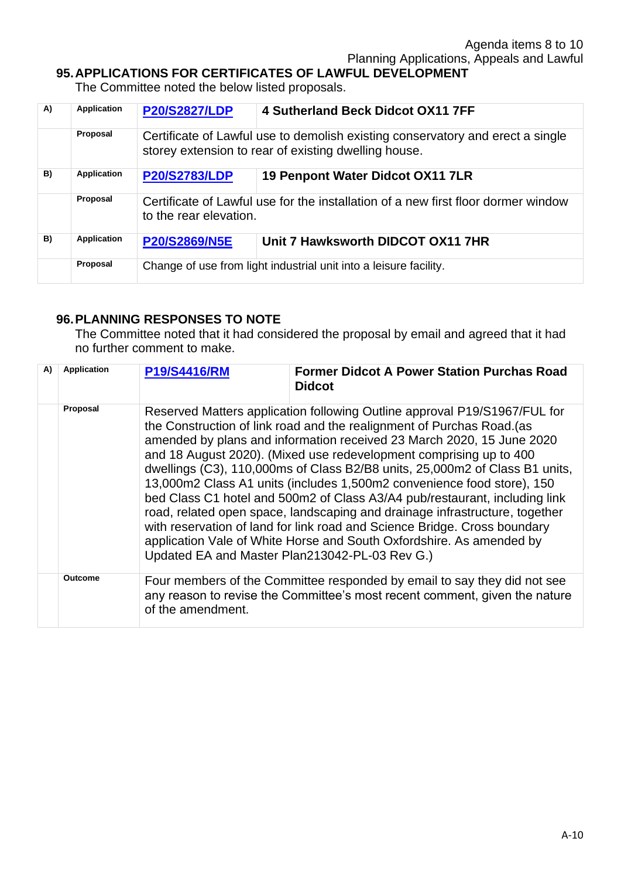## 95. APPLICATIONS FOR CERTIFICATES OF LAWFUL DEVELOPMENT

The Committee noted the below listed proposals.

| | | | |
|---|---|---|---|
| A) | Application | **P20/S2827/LDP** | **4 Sutherland Beck Didcot OX11 7FF** |
| | Proposal | Certificate of Lawful use to demolish existing conservatory and erect a single storey extension to rear of existing dwelling house. | |
| B) | Application | **P20/S2783/LDP** | **19 Penpont Water Didcot OX11 7LR** |
| | Proposal | Certificate of Lawful use for the installation of a new first floor dormer window to the rear elevation. | |
| B) | Application | **P20/S2869/N5E** | **Unit 7 Hawksworth DIDCOT OX11 7HR** |
| | Proposal | Change of use from light industrial unit into a leisure facility. | |

## 96. PLANNING RESPONSES TO NOTE

The Committee noted that it had considered the proposal by email and agreed that it had no further comment to make.

| | | | |
|---|---|---|---|
| A) | Application | **P19/S4416/RM** | **Former Didcot A Power Station Purchas Road Didcot** |
| | Proposal | Reserved Matters application following Outline approval P19/S1967/FUL for the Construction of link road and the realignment of Purchas Road.(as amended by plans and information received 23 March 2020, 15 June 2020 and 18 August 2020). (Mixed use redevelopment comprising up to 400 dwellings (C3), 110,000ms of Class B2/B8 units, 25,000m2 of Class B1 units, 13,000m2 Class A1 units (includes 1,500m2 convenience food store), 150 bed Class C1 hotel and 500m2 of Class A3/A4 pub/restaurant, including link road, related open space, landscaping and drainage infrastructure, together with reservation of land for link road and Science Bridge. Cross boundary application Vale of White Horse and South Oxfordshire. As amended by Updated EA and Master Plan213042-PL-03 Rev G.) | |
| | Outcome | Four members of the Committee responded by email to say they did not see any reason to revise the Committee's most recent comment, given the nature of the amendment. | |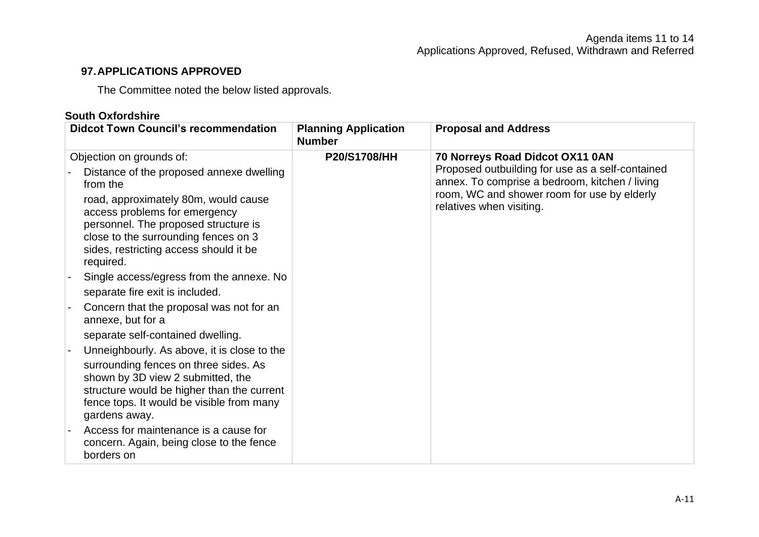### 97. APPLICATIONS APPROVED

The Committee noted the below listed approvals.

**South Oxfordshire**

| Didcot Town Council's recommendation | Planning Application Number | Proposal and Address |
|---|---|---|
| Objection on grounds of:<br>- Distance of the proposed annexe dwelling from the road, approximately 80m, would cause access problems for emergency personnel. The proposed structure is close to the surrounding fences on 3 sides, restricting access should it be required.<br>- Single access/egress from the annexe. No separate fire exit is included.<br>- Concern that the proposal was not for an annexe, but for a separate self-contained dwelling.<br>- Unneighbourly. As above, it is close to the surrounding fences on three sides. As shown by 3D view 2 submitted, the structure would be higher than the current fence tops. It would be visible from many gardens away.<br>- Access for maintenance is a cause for concern. Again, being close to the fence borders on | **P20/S1708/HH** | **70 Norreys Road Didcot OX11 0AN**<br>Proposed outbuilding for use as a self-contained annex. To comprise a bedroom, kitchen / living room, WC and shower room for use by elderly relatives when visiting. |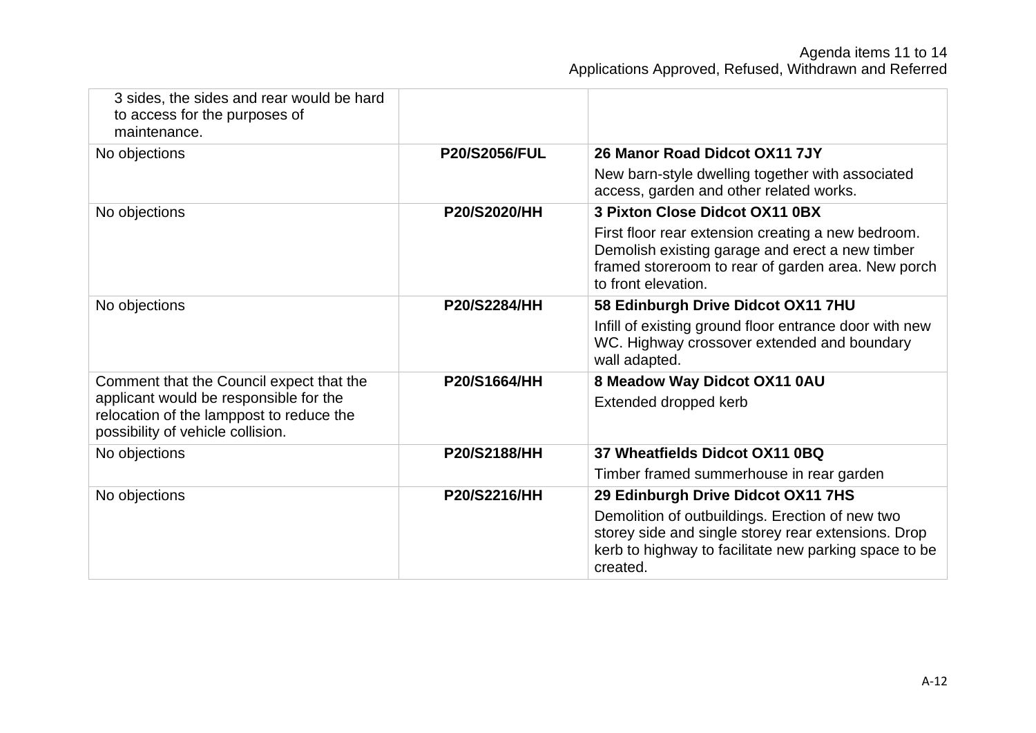| | | |
|---|---|---|
| 3 sides, the sides and rear would be hard to access for the purposes of maintenance. | | |
| No objections | **P20/S2056/FUL** | **26 Manor Road Didcot OX11 7JY**<br>New barn-style dwelling together with associated access, garden and other related works. |
| No objections | **P20/S2020/HH** | **3 Pixton Close Didcot OX11 0BX**<br>First floor rear extension creating a new bedroom. Demolish existing garage and erect a new timber framed storeroom to rear of garden area. New porch to front elevation. |
| No objections | **P20/S2284/HH** | **58 Edinburgh Drive Didcot OX11 7HU**<br>Infill of existing ground floor entrance door with new WC. Highway crossover extended and boundary wall adapted. |
| Comment that the Council expect that the applicant would be responsible for the relocation of the lamppost to reduce the possibility of vehicle collision. | **P20/S1664/HH** | **8 Meadow Way Didcot OX11 0AU**<br>Extended dropped kerb |
| No objections | **P20/S2188/HH** | **37 Wheatfields Didcot OX11 0BQ**<br>Timber framed summerhouse in rear garden |
| No objections | **P20/S2216/HH** | **29 Edinburgh Drive Didcot OX11 7HS**<br>Demolition of outbuildings. Erection of new two storey side and single storey rear extensions. Drop kerb to highway to facilitate new parking space to be created. |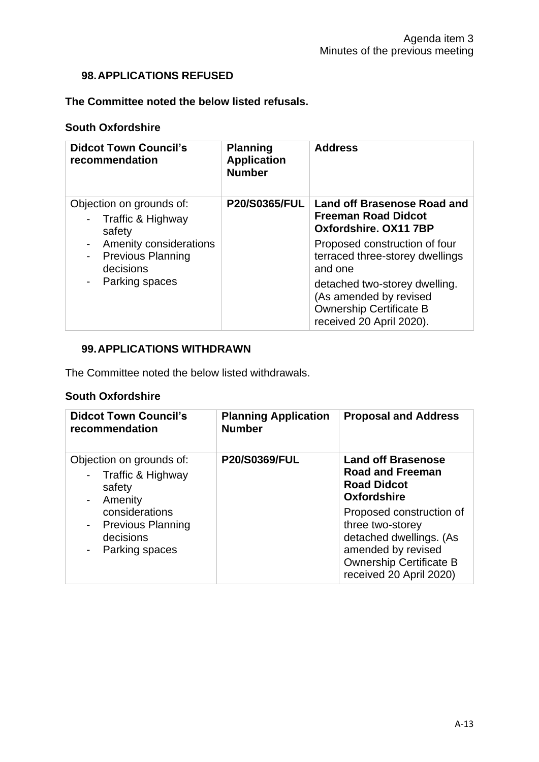## 98. APPLICATIONS REFUSED

**The Committee noted the below listed refusals.**

### South Oxfordshire

| Didcot Town Council's recommendation | Planning Application Number | Address |
|---|---|---|
| Objection on grounds of:<br>- Traffic & Highway safety<br>- Amenity considerations<br>- Previous Planning decisions<br>- Parking spaces | **P20/S0365/FUL** | **Land off Brasenose Road and Freeman Road Didcot Oxfordshire. OX11 7BP**<br>Proposed construction of four terraced three-storey dwellings and one<br>detached two-storey dwelling. (As amended by revised Ownership Certificate B received 20 April 2020). |

## 99. APPLICATIONS WITHDRAWN

The Committee noted the below listed withdrawals.

### South Oxfordshire

| Didcot Town Council's recommendation | Planning Application Number | Proposal and Address |
|---|---|---|
| Objection on grounds of:<br>- Traffic & Highway safety<br>- Amenity considerations<br>- Previous Planning decisions<br>- Parking spaces | **P20/S0369/FUL** | **Land off Brasenose Road and Freeman Road Didcot Oxfordshire**<br>Proposed construction of three two-storey detached dwellings. (As amended by revised Ownership Certificate B received 20 April 2020) |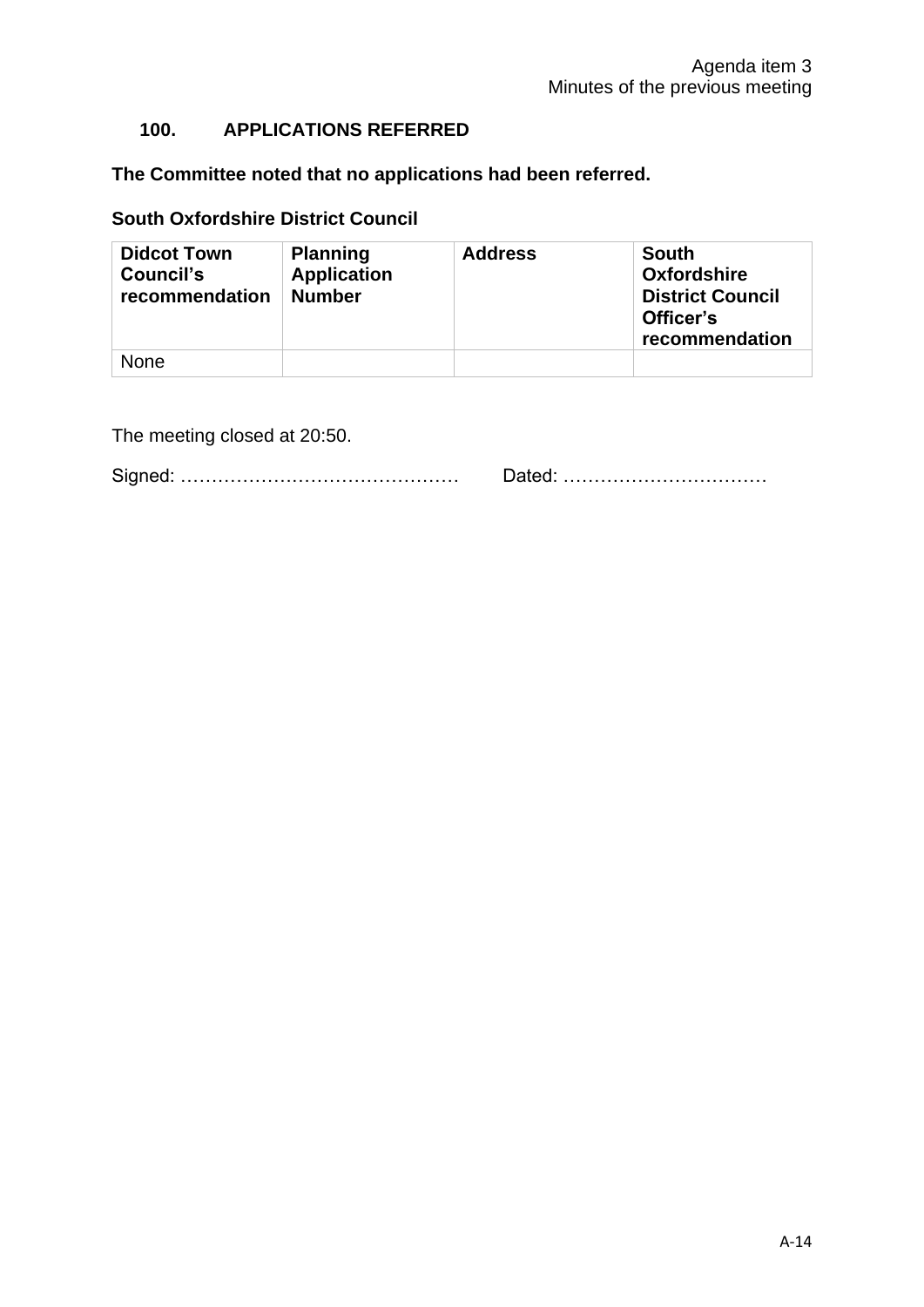### 100. APPLICATIONS REFERRED

**The Committee noted that no applications had been referred.**

**South Oxfordshire District Council**

| Didcot Town Council's recommendation | Planning Application Number | Address | South Oxfordshire District Council Officer's recommendation |
|---|---|---|---|
| None | | | |

The meeting closed at 20:50.

Signed: ……………………………………… Dated: ……………………………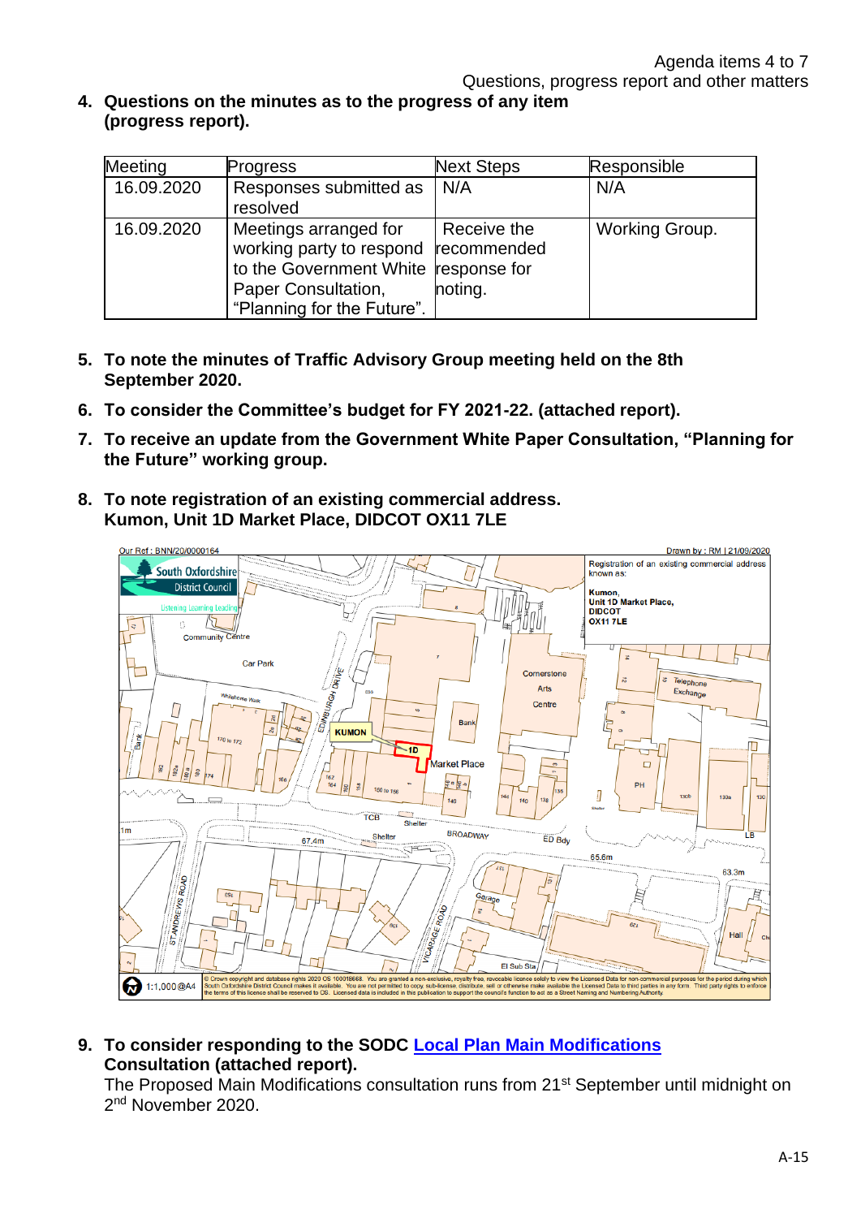4. **Questions on the minutes as to the progress of any item (progress report).**

| Meeting | Progress | Next Steps | Responsible |
|---|---|---|---|
| 16.09.2020 | Responses submitted as resolved | N/A | N/A |
| 16.09.2020 | Meetings arranged for working party to respond to the Government White Paper Consultation, "Planning for the Future". | Receive the recommended response for noting. | Working Group. |

5. **To note the minutes of Traffic Advisory Group meeting held on the 8th September 2020.**

6. **To consider the Committee's budget for FY 2021-22. (attached report).**

7. **To receive an update from the Government White Paper Consultation, "Planning for the Future" working group.**

8. **To note registration of an existing commercial address. Kumon, Unit 1D Market Place, DIDCOT OX11 7LE**

Our Ref : BNN/20/0000164 Drawn by : RM | 21/09/2020

Registration of an existing commercial address known as:

**Kumon, Unit 1D Market Place, DIDCOT OX11 7LE**

1:1,000 @A4

© Crown copyright and database rights 2020 OS 100018668. You are granted a non-exclusive, royalty free, revocable licence solely to view the Licensed Data for non-commercial purposes for the period during which South Oxfordshire District Council makes it available. You are not permitted to copy, sub-license, distribute, sell or otherwise make available the Licensed Data to third parties in any form. Third party rights to enforce the terms of this licence shall be reserved to OS. Licensed data is included in this publication to support the council's function to act as a Street Naming and Numbering Authority.

9. **To consider responding to the SODC Local Plan Main Modifications Consultation (attached report).**
   The Proposed Main Modifications consultation runs from 21st September until midnight on 2nd November 2020.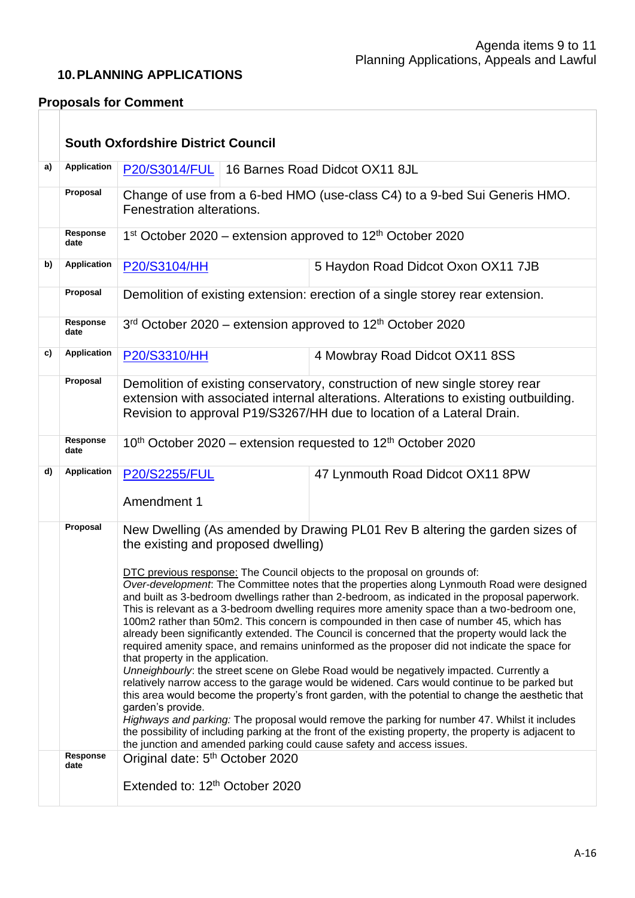## 10. PLANNING APPLICATIONS

### Proposals for Comment

| | **South Oxfordshire District Council** | | |
|---|---|---|---|
| **a)** | **Application** | P20/S3014/FUL | 16 Barnes Road Didcot OX11 8JL |
| | **Proposal** | Change of use from a 6-bed HMO (use-class C4) to a 9-bed Sui Generis HMO. Fenestration alterations. | |
| | **Response date** | 1st October 2020 – extension approved to 12th October 2020 | |
| **b)** | **Application** | P20/S3104/HH | 5 Haydon Road Didcot Oxon OX11 7JB |
| | **Proposal** | Demolition of existing extension: erection of a single storey rear extension. | |
| | **Response date** | 3rd October 2020 – extension approved to 12th October 2020 | |
| **c)** | **Application** | P20/S3310/HH | 4 Mowbray Road Didcot OX11 8SS |
| | **Proposal** | Demolition of existing conservatory, construction of new single storey rear extension with associated internal alterations. Alterations to existing outbuilding. Revision to approval P19/S3267/HH due to location of a Lateral Drain. | |
| | **Response date** | 10th October 2020 – extension requested to 12th October 2020 | |
| **d)** | **Application** | P20/S2255/FUL<br><br>Amendment 1 | 47 Lynmouth Road Didcot OX11 8PW |
| | **Proposal** | New Dwelling (As amended by Drawing PL01 Rev B altering the garden sizes of the existing and proposed dwelling)<br><br>DTC previous response: The Council objects to the proposal on grounds of:<br>*Over-development*: The Committee notes that the properties along Lynmouth Road were designed and built as 3-bedroom dwellings rather than 2-bedroom, as indicated in the proposal paperwork. This is relevant as a 3-bedroom dwelling requires more amenity space than a two-bedroom one, 100m2 rather than 50m2. This concern is compounded in then case of number 45, which has already been significantly extended. The Council is concerned that the property would lack the required amenity space, and remains uninformed as the proposer did not indicate the space for that property in the application.<br>*Unneighbourly*: the street scene on Glebe Road would be negatively impacted. Currently a relatively narrow access to the garage would be widened. Cars would continue to be parked but this area would become the property's front garden, with the potential to change the aesthetic that garden's provide.<br>*Highways and parking:* The proposal would remove the parking for number 47. Whilst it includes the possibility of including parking at the front of the existing property, the property is adjacent to the junction and amended parking could cause safety and access issues. | |
| | **Response date** | Original date: 5th October 2020<br><br>Extended to: 12th October 2020 | |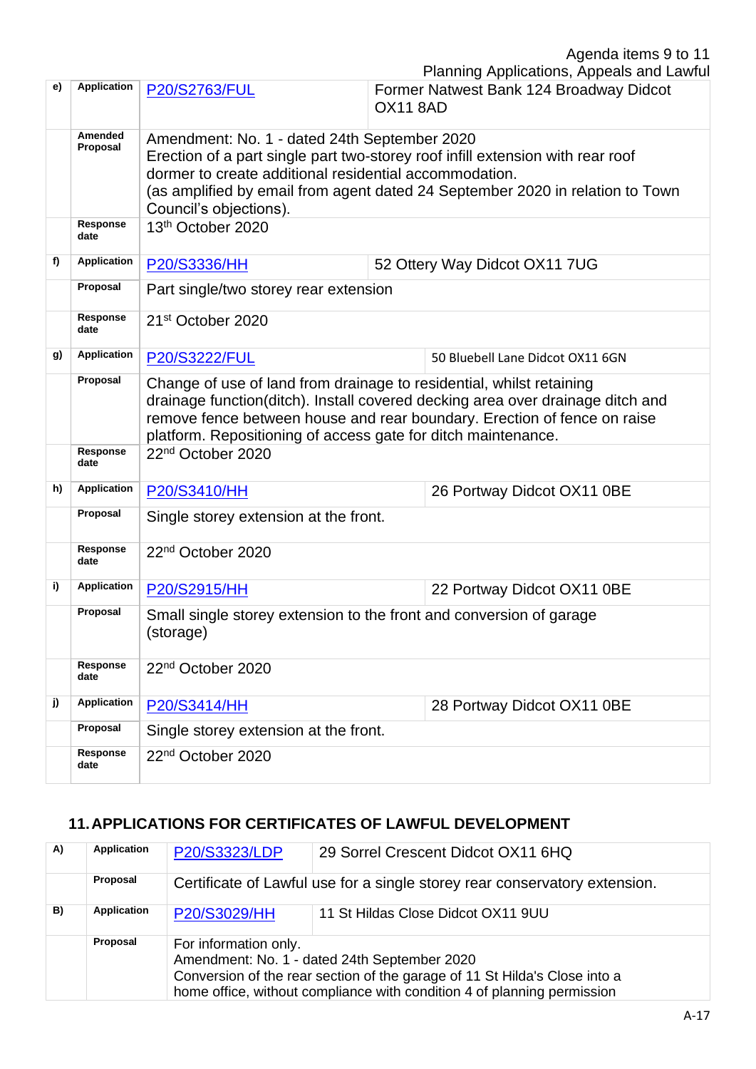| | | | |
|---|---|---|---|
| e) | Application | P20/S2763/FUL | Former Natwest Bank 124 Broadway Didcot OX11 8AD |
| | Amended Proposal | Amendment: No. 1 - dated 24th September 2020<br>Erection of a part single part two-storey roof infill extension with rear roof dormer to create additional residential accommodation.<br>(as amplified by email from agent dated 24 September 2020 in relation to Town Council's objections). | |
| | Response date | 13th October 2020 | |
| f) | Application | P20/S3336/HH | 52 Ottery Way Didcot OX11 7UG |
| | Proposal | Part single/two storey rear extension | |
| | Response date | 21st October 2020 | |
| g) | Application | P20/S3222/FUL | 50 Bluebell Lane Didcot OX11 6GN |
| | Proposal | Change of use of land from drainage to residential, whilst retaining drainage function(ditch). Install covered decking area over drainage ditch and remove fence between house and rear boundary. Erection of fence on raise platform. Repositioning of access gate for ditch maintenance. | |
| | Response date | 22nd October 2020 | |
| h) | Application | P20/S3410/HH | 26 Portway Didcot OX11 0BE |
| | Proposal | Single storey extension at the front. | |
| | Response date | 22nd October 2020 | |
| i) | Application | P20/S2915/HH | 22 Portway Didcot OX11 0BE |
| | Proposal | Small single storey extension to the front and conversion of garage (storage) | |
| | Response date | 22nd October 2020 | |
| j) | Application | P20/S3414/HH | 28 Portway Didcot OX11 0BE |
| | Proposal | Single storey extension at the front. | |
| | Response date | 22nd October 2020 | |

## 11. APPLICATIONS FOR CERTIFICATES OF LAWFUL DEVELOPMENT

| | | | |
|---|---|---|---|
| A) | Application | P20/S3323/LDP | 29 Sorrel Crescent Didcot OX11 6HQ |
| | Proposal | Certificate of Lawful use for a single storey rear conservatory extension. | |
| B) | Application | P20/S3029/HH | 11 St Hildas Close Didcot OX11 9UU |
| | Proposal | For information only.<br>Amendment: No. 1 - dated 24th September 2020<br>Conversion of the rear section of the garage of 11 St Hilda's Close into a home office, without compliance with condition 4 of planning permission | |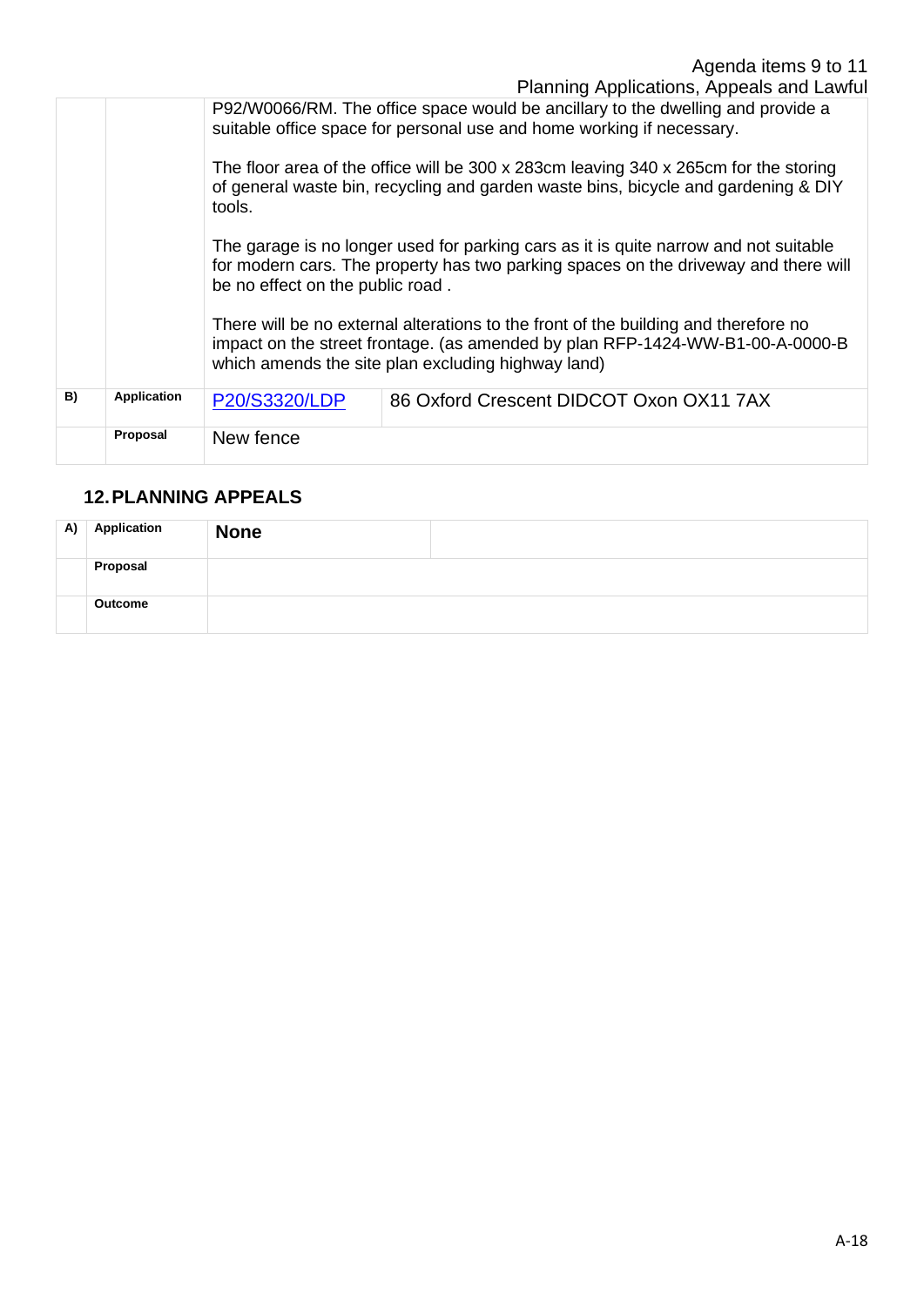| | | | |
|---|---|---|---|
| | | P92/W0066/RM. The office space would be ancillary to the dwelling and provide a suitable office space for personal use and home working if necessary.<br><br>The floor area of the office will be 300 x 283cm leaving 340 x 265cm for the storing of general waste bin, recycling and garden waste bins, bicycle and gardening & DIY tools.<br><br>The garage is no longer used for parking cars as it is quite narrow and not suitable for modern cars. The property has two parking spaces on the driveway and there will be no effect on the public road .<br><br>There will be no external alterations to the front of the building and therefore no impact on the street frontage. (as amended by plan RFP-1424-WW-B1-00-A-0000-B which amends the site plan excluding highway land) | |
| **B)** | **Application** | P20/S3320/LDP | 86 Oxford Crescent DIDCOT Oxon OX11 7AX |
| | **Proposal** | New fence | |

## 12. PLANNING APPEALS

| | | | |
|---|---|---|---|
| **A)** | **Application** | **None** | |
| | **Proposal** | | |
| | **Outcome** | | |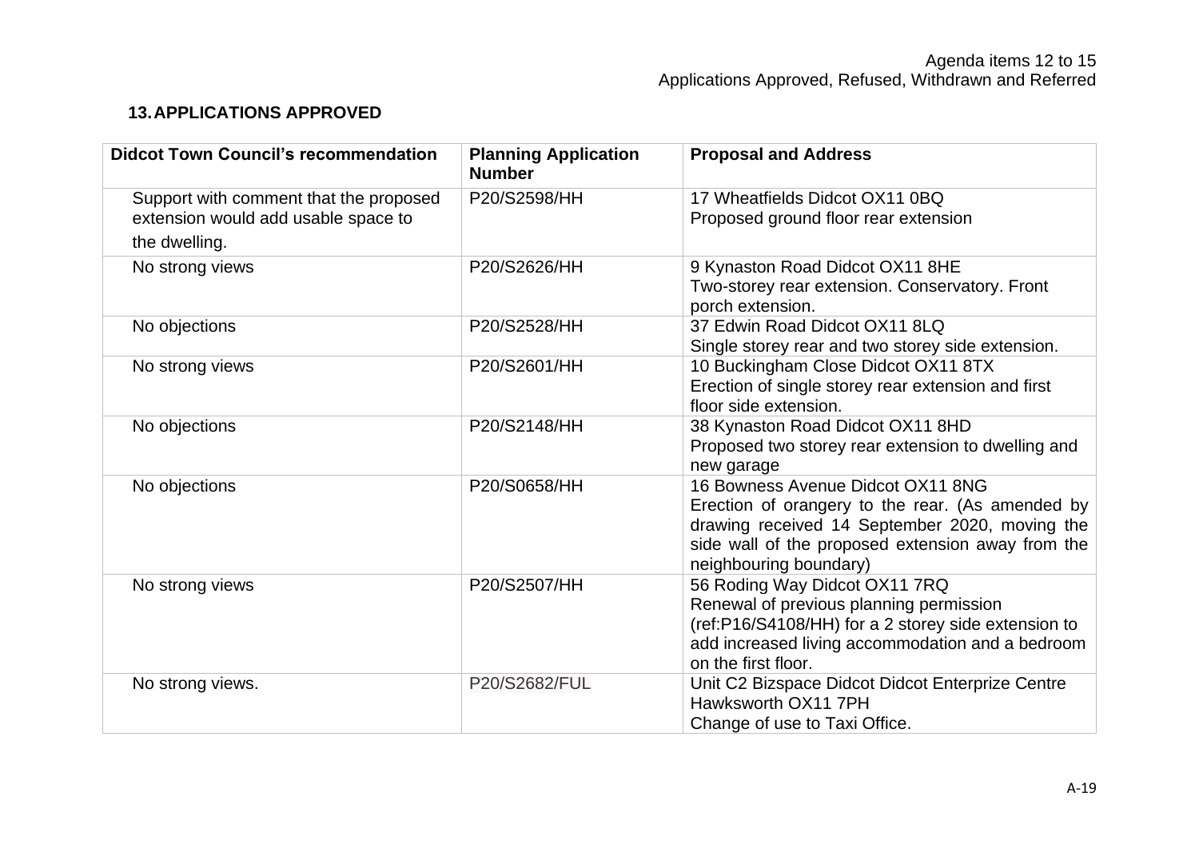## 13. APPLICATIONS APPROVED

| Didcot Town Council's recommendation | Planning Application Number | Proposal and Address |
| --- | --- | --- |
| Support with comment that the proposed extension would add usable space to the dwelling. | P20/S2598/HH | 17 Wheatfields Didcot OX11 0BQ<br>Proposed ground floor rear extension |
| No strong views | P20/S2626/HH | 9 Kynaston Road Didcot OX11 8HE<br>Two-storey rear extension. Conservatory. Front porch extension. |
| No objections | P20/S2528/HH | 37 Edwin Road Didcot OX11 8LQ<br>Single storey rear and two storey side extension. |
| No strong views | P20/S2601/HH | 10 Buckingham Close Didcot OX11 8TX<br>Erection of single storey rear extension and first floor side extension. |
| No objections | P20/S2148/HH | 38 Kynaston Road Didcot OX11 8HD<br>Proposed two storey rear extension to dwelling and new garage |
| No objections | P20/S0658/HH | 16 Bowness Avenue Didcot OX11 8NG<br>Erection of orangery to the rear. (As amended by drawing received 14 September 2020, moving the side wall of the proposed extension away from the neighbouring boundary) |
| No strong views | P20/S2507/HH | 56 Roding Way Didcot OX11 7RQ<br>Renewal of previous planning permission (ref:P16/S4108/HH) for a 2 storey side extension to add increased living accommodation and a bedroom on the first floor. |
| No strong views. | P20/S2682/FUL | Unit C2 Bizspace Didcot Didcot Enterprize Centre Hawksworth OX11 7PH<br>Change of use to Taxi Office. |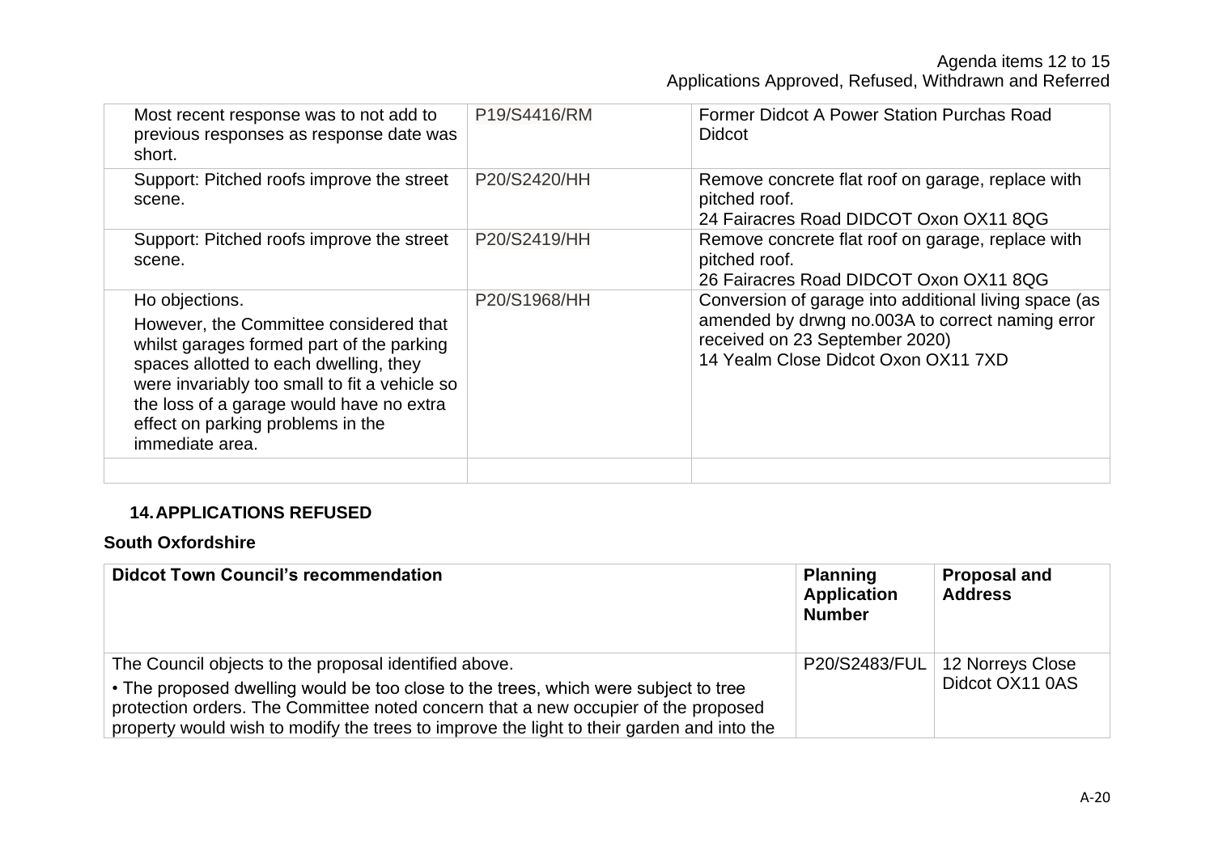| | | |
|---|---|---|
| Most recent response was to not add to previous responses as response date was short. | P19/S4416/RM | Former Didcot A Power Station Purchas Road Didcot |
| Support: Pitched roofs improve the street scene. | P20/S2420/HH | Remove concrete flat roof on garage, replace with pitched roof.<br>24 Fairacres Road DIDCOT Oxon OX11 8QG |
| Support: Pitched roofs improve the street scene. | P20/S2419/HH | Remove concrete flat roof on garage, replace with pitched roof.<br>26 Fairacres Road DIDCOT Oxon OX11 8QG |
| Ho objections.<br>However, the Committee considered that whilst garages formed part of the parking spaces allotted to each dwelling, they were invariably too small to fit a vehicle so the loss of a garage would have no extra effect on parking problems in the immediate area. | P20/S1968/HH | Conversion of garage into additional living space (as amended by drwng no.003A to correct naming error received on 23 September 2020)<br>14 Yealm Close Didcot Oxon OX11 7XD |
| | | |

## 14. APPLICATIONS REFUSED

### South Oxfordshire

| Didcot Town Council's recommendation | Planning Application Number | Proposal and Address |
|---|---|---|
| The Council objects to the proposal identified above.<br>• The proposed dwelling would be too close to the trees, which were subject to tree protection orders. The Committee noted concern that a new occupier of the proposed property would wish to modify the trees to improve the light to their garden and into the | P20/S2483/FUL | 12 Norreys Close Didcot OX11 0AS |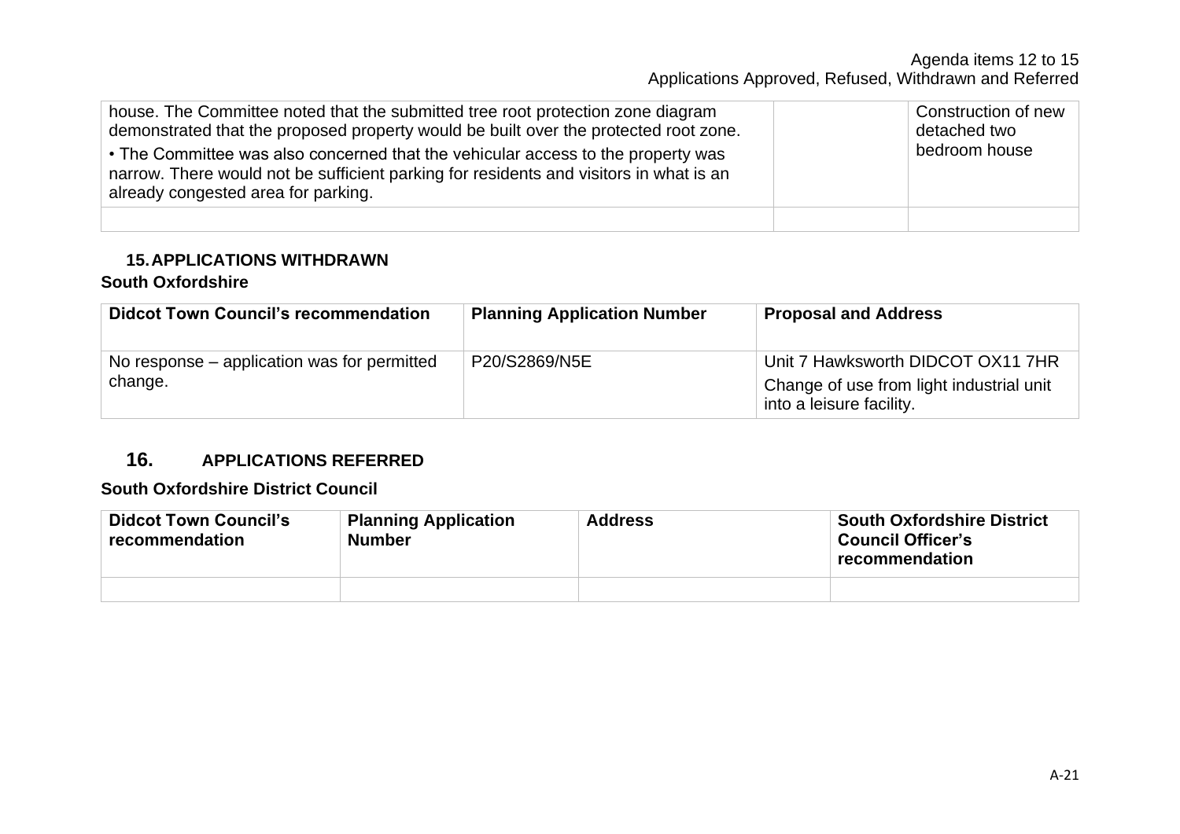| | | |
|---|---|---|
| house. The Committee noted that the submitted tree root protection zone diagram demonstrated that the proposed property would be built over the protected root zone.<br>• The Committee was also concerned that the vehicular access to the property was narrow. There would not be sufficient parking for residents and visitors in what is an already congested area for parking. | | Construction of new detached two bedroom house |
| | | |

### 15. APPLICATIONS WITHDRAWN

**South Oxfordshire**

| Didcot Town Council's recommendation | Planning Application Number | Proposal and Address |
|---|---|---|
| No response – application was for permitted change. | P20/S2869/N5E | Unit 7 Hawksworth DIDCOT OX11 7HR<br>Change of use from light industrial unit into a leisure facility. |

### 16. APPLICATIONS REFERRED

**South Oxfordshire District Council**

| Didcot Town Council's recommendation | Planning Application Number | Address | South Oxfordshire District Council Officer's recommendation |
|---|---|---|---|
| | | | |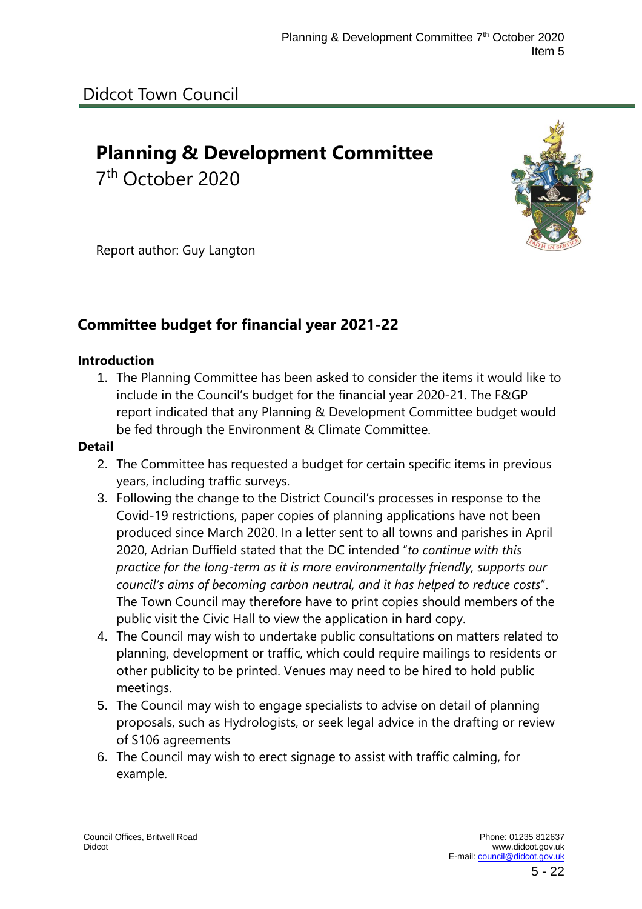Didcot Town Council

# Planning & Development Committee

7th October 2020

Report author: Guy Langton

## Committee budget for financial year 2021-22

### Introduction

1. The Planning Committee has been asked to consider the items it would like to include in the Council's budget for the financial year 2020-21. The F&GP report indicated that any Planning & Development Committee budget would be fed through the Environment & Climate Committee.

### Detail

2. The Committee has requested a budget for certain specific items in previous years, including traffic surveys.
3. Following the change to the District Council's processes in response to the Covid-19 restrictions, paper copies of planning applications have not been produced since March 2020. In a letter sent to all towns and parishes in April 2020, Adrian Duffield stated that the DC intended "*to continue with this practice for the long-term as it is more environmentally friendly, supports our council's aims of becoming carbon neutral, and it has helped to reduce costs*". The Town Council may therefore have to print copies should members of the public visit the Civic Hall to view the application in hard copy.
4. The Council may wish to undertake public consultations on matters related to planning, development or traffic, which could require mailings to residents or other publicity to be printed. Venues may need to be hired to hold public meetings.
5. The Council may wish to engage specialists to advise on detail of planning proposals, such as Hydrologists, or seek legal advice in the drafting or review of S106 agreements
6. The Council may wish to erect signage to assist with traffic calming, for example.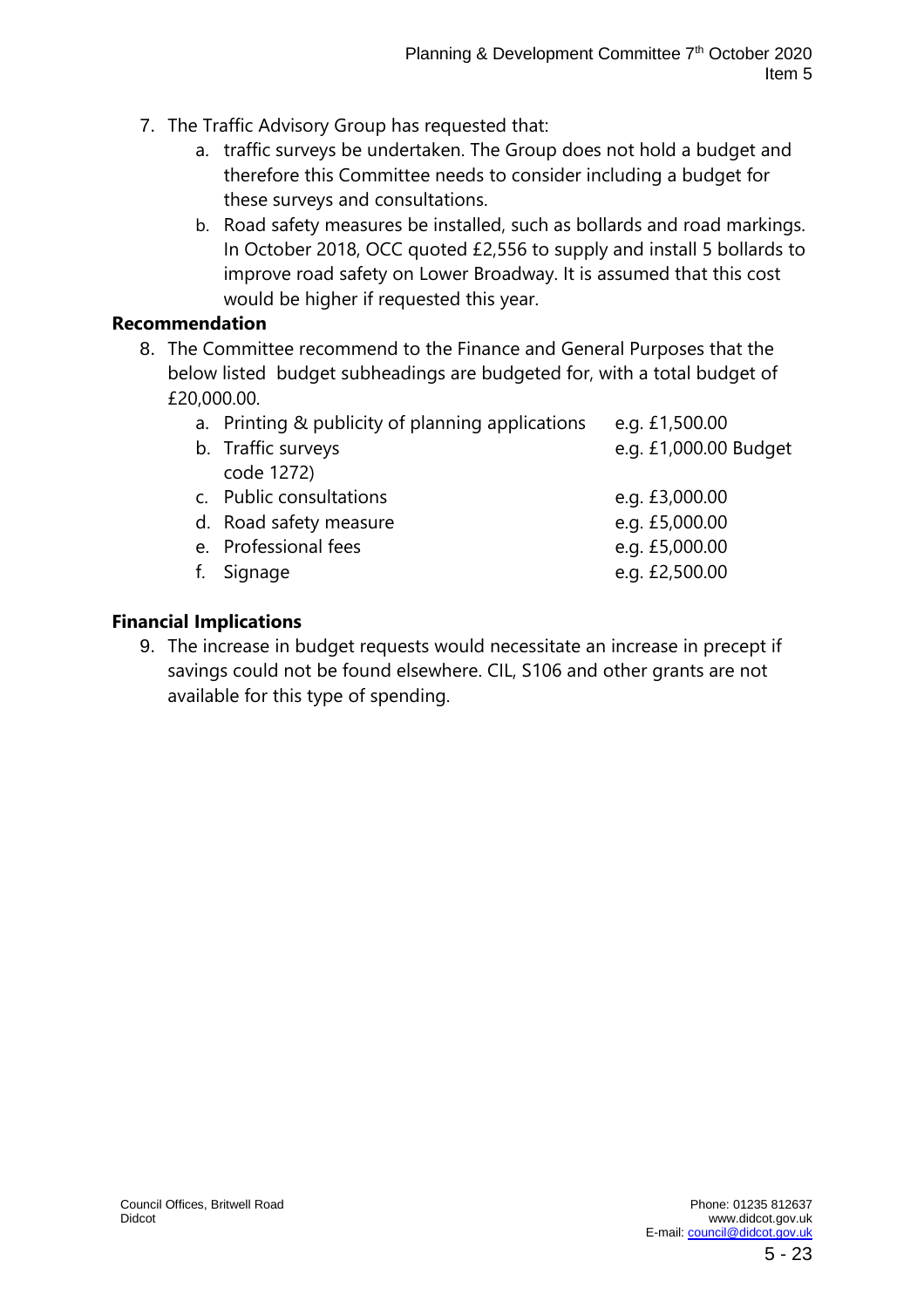7. The Traffic Advisory Group has requested that:
   a. traffic surveys be undertaken. The Group does not hold a budget and therefore this Committee needs to consider including a budget for these surveys and consultations.
   b. Road safety measures be installed, such as bollards and road markings. In October 2018, OCC quoted £2,556 to supply and install 5 bollards to improve road safety on Lower Broadway. It is assumed that this cost would be higher if requested this year.

**Recommendation**

8. The Committee recommend to the Finance and General Purposes that the below listed budget subheadings are budgeted for, with a total budget of £20,000.00.

| | |
|---|---|
| a. Printing & publicity of planning applications | e.g. £1,500.00 |
| b. Traffic surveys code 1272) | e.g. £1,000.00 Budget |
| c. Public consultations | e.g. £3,000.00 |
| d. Road safety measure | e.g. £5,000.00 |
| e. Professional fees | e.g. £5,000.00 |
| f. Signage | e.g. £2,500.00 |

**Financial Implications**

9. The increase in budget requests would necessitate an increase in precept if savings could not be found elsewhere. CIL, S106 and other grants are not available for this type of spending.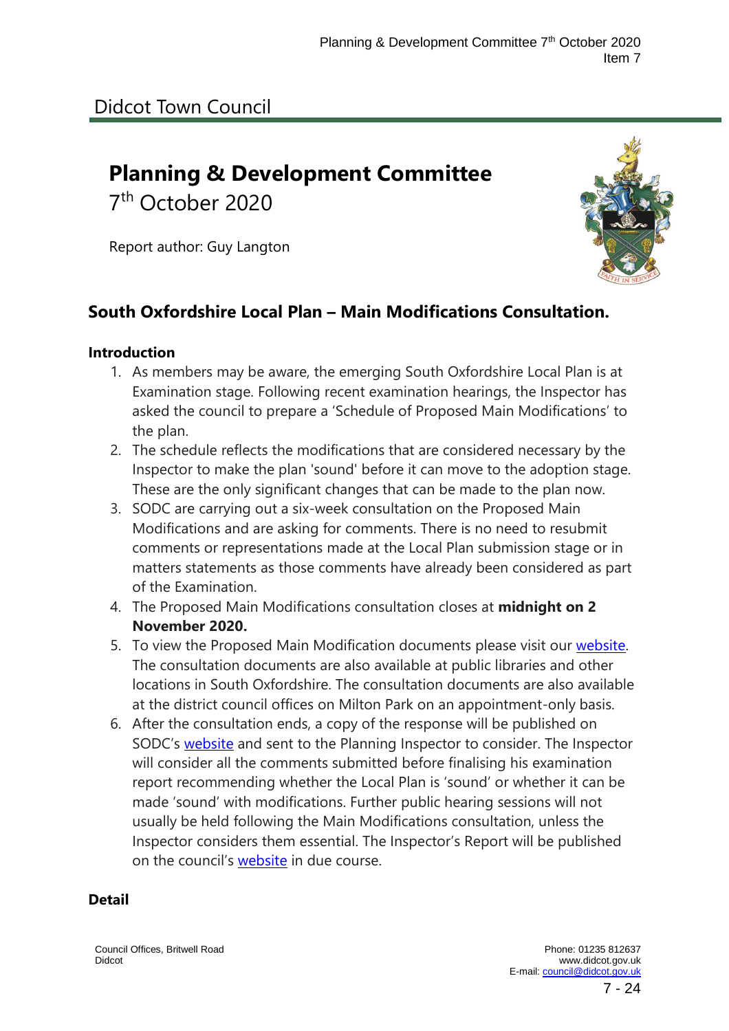# Didcot Town Council

## Planning & Development Committee

7th October 2020

Report author: Guy Langton

## South Oxfordshire Local Plan – Main Modifications Consultation.

### Introduction

1. As members may be aware, the emerging South Oxfordshire Local Plan is at Examination stage. Following recent examination hearings, the Inspector has asked the council to prepare a 'Schedule of Proposed Main Modifications' to the plan.
2. The schedule reflects the modifications that are considered necessary by the Inspector to make the plan 'sound' before it can move to the adoption stage. These are the only significant changes that can be made to the plan now.
3. SODC are carrying out a six-week consultation on the Proposed Main Modifications and are asking for comments. There is no need to resubmit comments or representations made at the Local Plan submission stage or in matters statements as those comments have already been considered as part of the Examination.
4. The Proposed Main Modifications consultation closes at **midnight on 2 November 2020.**
5. To view the Proposed Main Modification documents please visit our website. The consultation documents are also available at public libraries and other locations in South Oxfordshire. The consultation documents are also available at the district council offices on Milton Park on an appointment-only basis.
6. After the consultation ends, a copy of the response will be published on SODC's website and sent to the Planning Inspector to consider. The Inspector will consider all the comments submitted before finalising his examination report recommending whether the Local Plan is 'sound' or whether it can be made 'sound' with modifications. Further public hearing sessions will not usually be held following the Main Modifications consultation, unless the Inspector considers them essential. The Inspector's Report will be published on the council's website in due course.

### Detail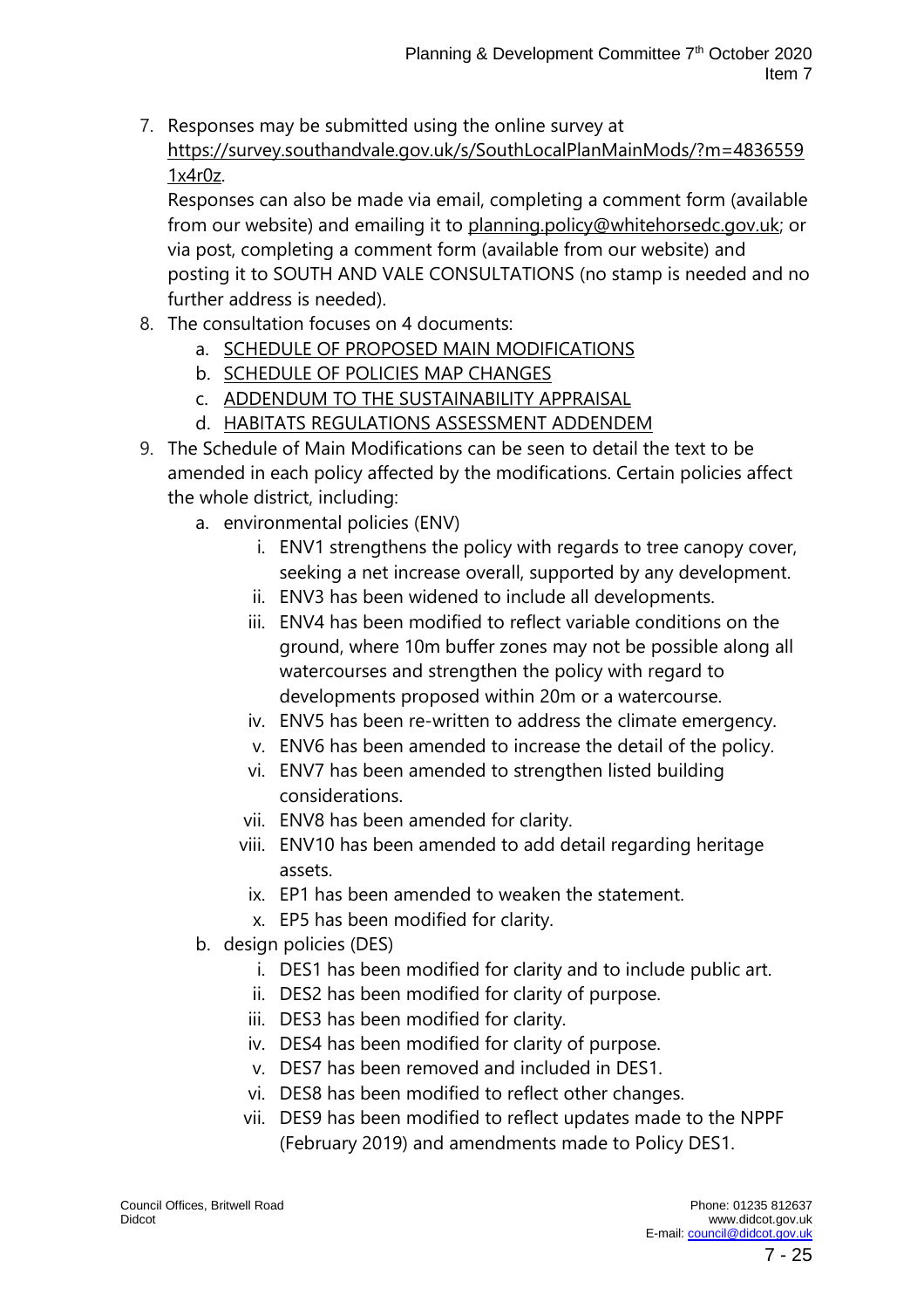7. Responses may be submitted using the online survey at https://survey.southandvale.gov.uk/s/SouthLocalPlanMainMods/?m=48365591x4r0z.
   Responses can also be made via email, completing a comment form (available from our website) and emailing it to planning.policy@whitehorsedc.gov.uk; or via post, completing a comment form (available from our website) and posting it to SOUTH AND VALE CONSULTATIONS (no stamp is needed and no further address is needed).
8. The consultation focuses on 4 documents:
   a. SCHEDULE OF PROPOSED MAIN MODIFICATIONS
   b. SCHEDULE OF POLICIES MAP CHANGES
   c. ADDENDUM TO THE SUSTAINABILITY APPRAISAL
   d. HABITATS REGULATIONS ASSESSMENT ADDENDEM
9. The Schedule of Main Modifications can be seen to detail the text to be amended in each policy affected by the modifications. Certain policies affect the whole district, including:
   a. environmental policies (ENV)
      i. ENV1 strengthens the policy with regards to tree canopy cover, seeking a net increase overall, supported by any development.
      ii. ENV3 has been widened to include all developments.
      iii. ENV4 has been modified to reflect variable conditions on the ground, where 10m buffer zones may not be possible along all watercourses and strengthen the policy with regard to developments proposed within 20m or a watercourse.
      iv. ENV5 has been re-written to address the climate emergency.
      v. ENV6 has been amended to increase the detail of the policy.
      vi. ENV7 has been amended to strengthen listed building considerations.
      vii. ENV8 has been amended for clarity.
      viii. ENV10 has been amended to add detail regarding heritage assets.
      ix. EP1 has been amended to weaken the statement.
      x. EP5 has been modified for clarity.
   b. design policies (DES)
      i. DES1 has been modified for clarity and to include public art.
      ii. DES2 has been modified for clarity of purpose.
      iii. DES3 has been modified for clarity.
      iv. DES4 has been modified for clarity of purpose.
      v. DES7 has been removed and included in DES1.
      vi. DES8 has been modified to reflect other changes.
      vii. DES9 has been modified to reflect updates made to the NPPF (February 2019) and amendments made to Policy DES1.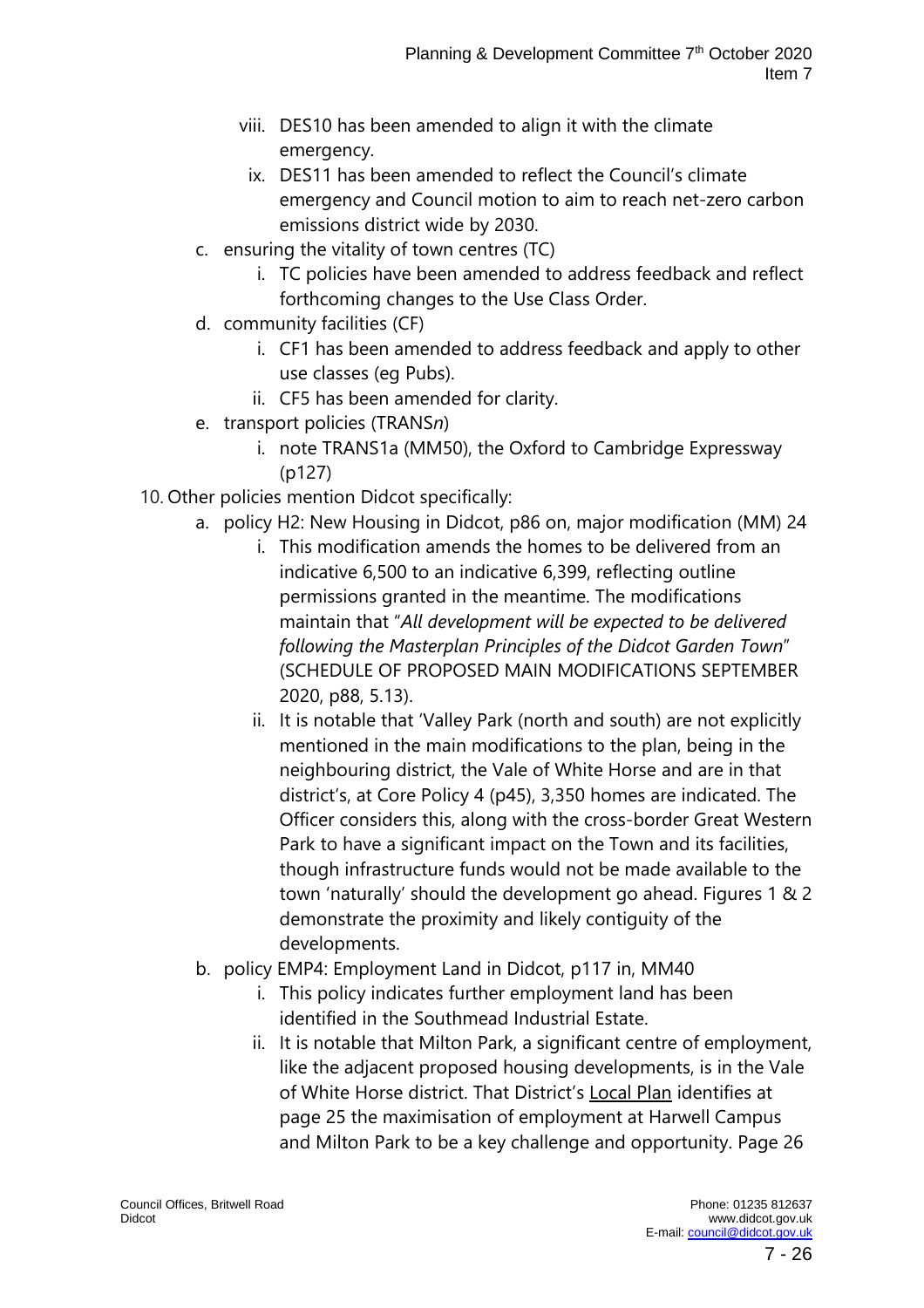viii. DES10 has been amended to align it with the climate emergency.
ix. DES11 has been amended to reflect the Council's climate emergency and Council motion to aim to reach net-zero carbon emissions district wide by 2030.

c. ensuring the vitality of town centres (TC)
   i. TC policies have been amended to address feedback and reflect forthcoming changes to the Use Class Order.
d. community facilities (CF)
   i. CF1 has been amended to address feedback and apply to other use classes (eg Pubs).
   ii. CF5 has been amended for clarity.
e. transport policies (TRANS*n*)
   i. note TRANS1a (MM50), the Oxford to Cambridge Expressway (p127)

10. Other policies mention Didcot specifically:
   a. policy H2: New Housing in Didcot, p86 on, major modification (MM) 24
      i. This modification amends the homes to be delivered from an indicative 6,500 to an indicative 6,399, reflecting outline permissions granted in the meantime. The modifications maintain that "*All development will be expected to be delivered following the Masterplan Principles of the Didcot Garden Town*" (SCHEDULE OF PROPOSED MAIN MODIFICATIONS SEPTEMBER 2020, p88, 5.13).
      ii. It is notable that 'Valley Park (north and south) are not explicitly mentioned in the main modifications to the plan, being in the neighbouring district, the Vale of White Horse and are in that district's, at Core Policy 4 (p45), 3,350 homes are indicated. The Officer considers this, along with the cross-border Great Western Park to have a significant impact on the Town and its facilities, though infrastructure funds would not be made available to the town 'naturally' should the development go ahead. Figures 1 & 2 demonstrate the proximity and likely contiguity of the developments.
   b. policy EMP4: Employment Land in Didcot, p117 in, MM40
      i. This policy indicates further employment land has been identified in the Southmead Industrial Estate.
      ii. It is notable that Milton Park, a significant centre of employment, like the adjacent proposed housing developments, is in the Vale of White Horse district. That District's Local Plan identifies at page 25 the maximisation of employment at Harwell Campus and Milton Park to be a key challenge and opportunity. Page 26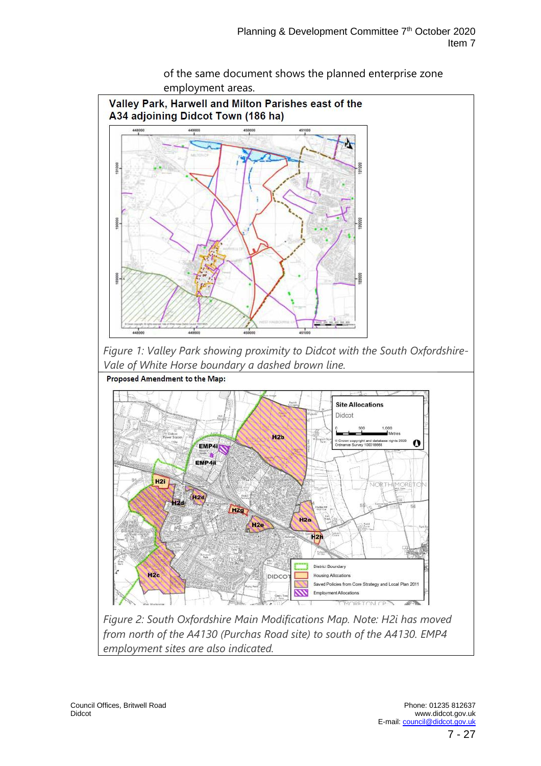of the same document shows the planned enterprise zone employment areas.

**Valley Park, Harwell and Milton Parishes east of the A34 adjoining Didcot Town (186 ha)**

*Figure 1: Valley Park showing proximity to Didcot with the South Oxfordshire-Vale of White Horse boundary a dashed brown line.*

**Proposed Amendment to the Map:**

*Figure 2: South Oxfordshire Main Modifications Map. Note: H2i has moved from north of the A4130 (Purchas Road site) to south of the A4130. EMP4 employment sites are also indicated.*

Council Offices, Britwell Road
Didcot

Phone: 01235 812637
www.didcot.gov.uk
E-mail: council@didcot.gov.uk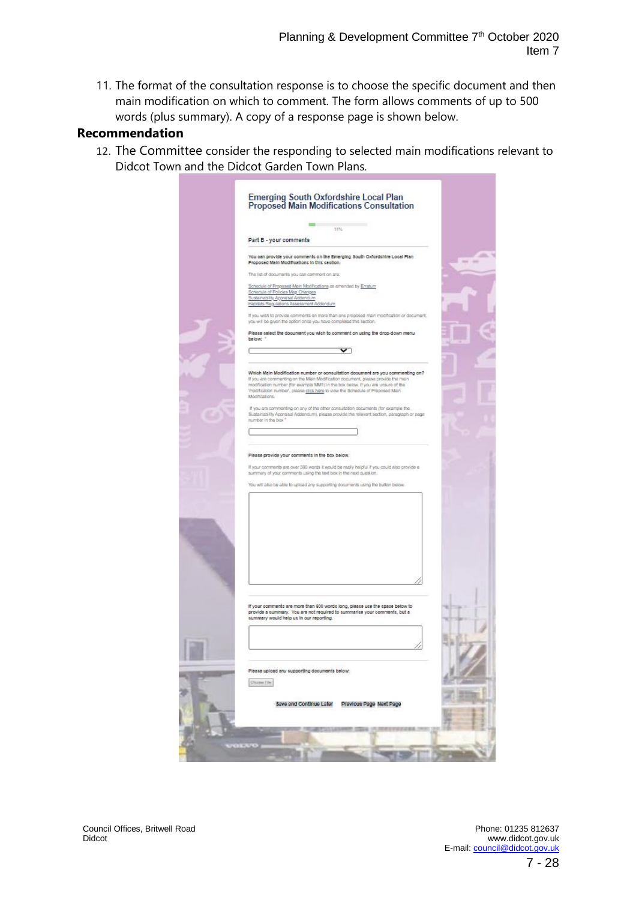11. The format of the consultation response is to choose the specific document and then main modification on which to comment. The form allows comments of up to 500 words (plus summary). A copy of a response page is shown below.

## Recommendation

12. The Committee consider the responding to selected main modifications relevant to Didcot Town and the Didcot Garden Town Plans.

**Emerging South Oxfordshire Local Plan Proposed Main Modifications Consultation**

11%

Part B - your comments

**You can provide your comments on the Emerging South Oxfordshire Local Plan Proposed Main Modifications in this section.**

The list of documents you can comment on are:

Schedule of Proposed Main Modifications as amended by Erratum
Schedule of Policies Map Changes
Sustainability Appraisal Addendum
Habitats Regulations Assessment Addendum

If you wish to provide comments on more than one proposed main modification or document, you will be given the option once you have completed this section.

**Please select the document you wish to comment on using the drop-down menu below:** *

**Which Main Modification number or consultation document are you commenting on?**
If you are commenting on the Main Modification document, please provide the main modification number (for example MM1) in the box below. If you are unsure of the 'modification number', please click here to view the Schedule of Proposed Main Modifications.

If you are commenting on any of the other consultation documents (for example the Sustainability Appraisal Addendum), please provide the relevant section, paragraph or page number in the box *

**Please provide your comments in the box below.**

If your comments are over 500 words it would be really helpful if you could also provide a summary of your comments using the text box in the next question.

You will also be able to upload any supporting documents using the button below.

**If your comments are more than 500 words long, please use the space below to provide a summary. You are not required to summarise your comments, but a summary would help us in our reporting.**

**Please upload any supporting documents below:**

Choose File

Save and Continue Later | Previous Page | Next Page